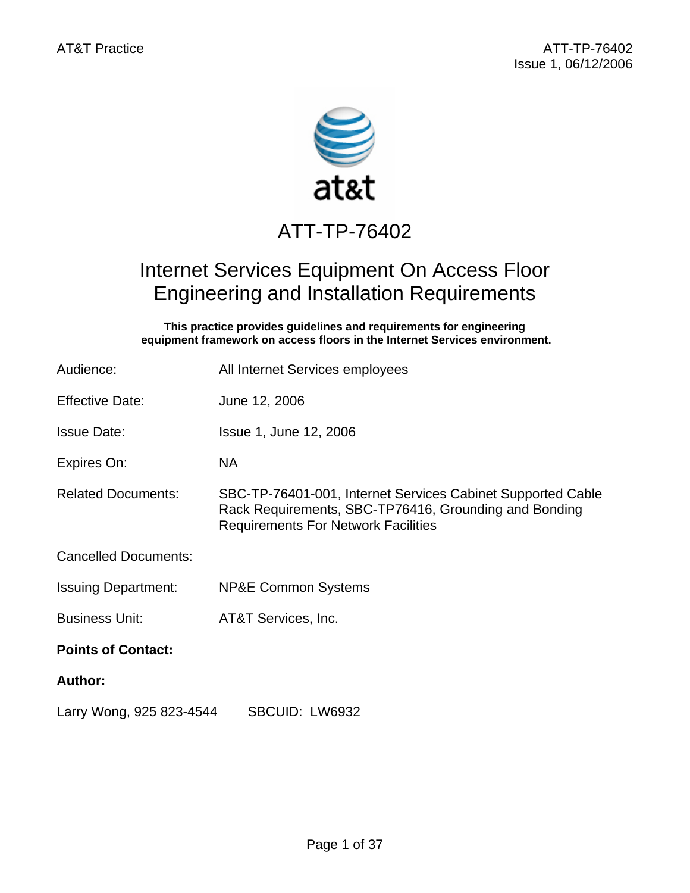# ATT-TP-76402

## Internet Services Equipment On Access Floor Engineering and Installation Requirements

**This practice provides guidelines and requirements for engineering equipment framework on access floors in the Internet Services environment.**

| | |
|---|---|
| Audience: | All Internet Services employees |
| Effective Date: | June 12, 2006 |
| Issue Date: | Issue 1, June 12, 2006 |
| Expires On: | NA |
| Related Documents: | SBC-TP-76401-001, Internet Services Cabinet Supported Cable Rack Requirements, SBC-TP76416, Grounding and Bonding Requirements For Network Facilities |
| Cancelled Documents: | |
| Issuing Department: | NP&E Common Systems |
| Business Unit: | AT&T Services, Inc. |

**Points of Contact:**

**Author:**

Larry Wong, 925 823-4544 SBCUID: LW6932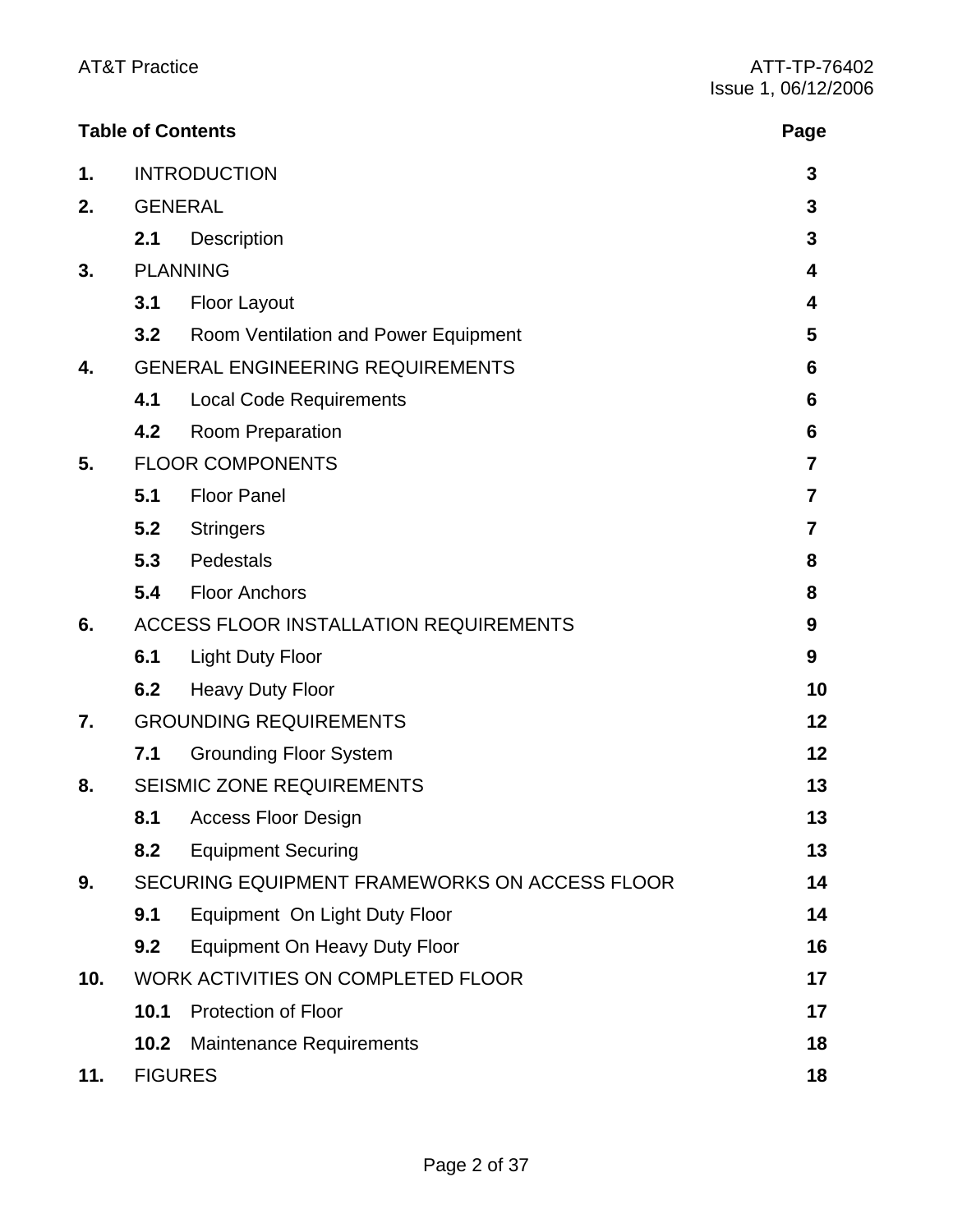**Table of Contents** **Page**

| | | Page |
|---|---|---|
| **1.** | INTRODUCTION | **3** |
| **2.** | GENERAL | **3** |
| | **2.1** Description | **3** |
| **3.** | PLANNING | **4** |
| | **3.1** Floor Layout | **4** |
| | **3.2** Room Ventilation and Power Equipment | **5** |
| **4.** | GENERAL ENGINEERING REQUIREMENTS | **6** |
| | **4.1** Local Code Requirements | **6** |
| | **4.2** Room Preparation | **6** |
| **5.** | FLOOR COMPONENTS | **7** |
| | **5.1** Floor Panel | **7** |
| | **5.2** Stringers | **7** |
| | **5.3** Pedestals | **8** |
| | **5.4** Floor Anchors | **8** |
| **6.** | ACCESS FLOOR INSTALLATION REQUIREMENTS | **9** |
| | **6.1** Light Duty Floor | **9** |
| | **6.2** Heavy Duty Floor | **10** |
| **7.** | GROUNDING REQUIREMENTS | **12** |
| | **7.1** Grounding Floor System | **12** |
| **8.** | SEISMIC ZONE REQUIREMENTS | **13** |
| | **8.1** Access Floor Design | **13** |
| | **8.2** Equipment Securing | **13** |
| **9.** | SECURING EQUIPMENT FRAMEWORKS ON ACCESS FLOOR | **14** |
| | **9.1** Equipment On Light Duty Floor | **14** |
| | **9.2** Equipment On Heavy Duty Floor | **16** |
| **10.** | WORK ACTIVITIES ON COMPLETED FLOOR | **17** |
| | **10.1** Protection of Floor | **17** |
| | **10.2** Maintenance Requirements | **18** |
| **11.** | FIGURES | **18** |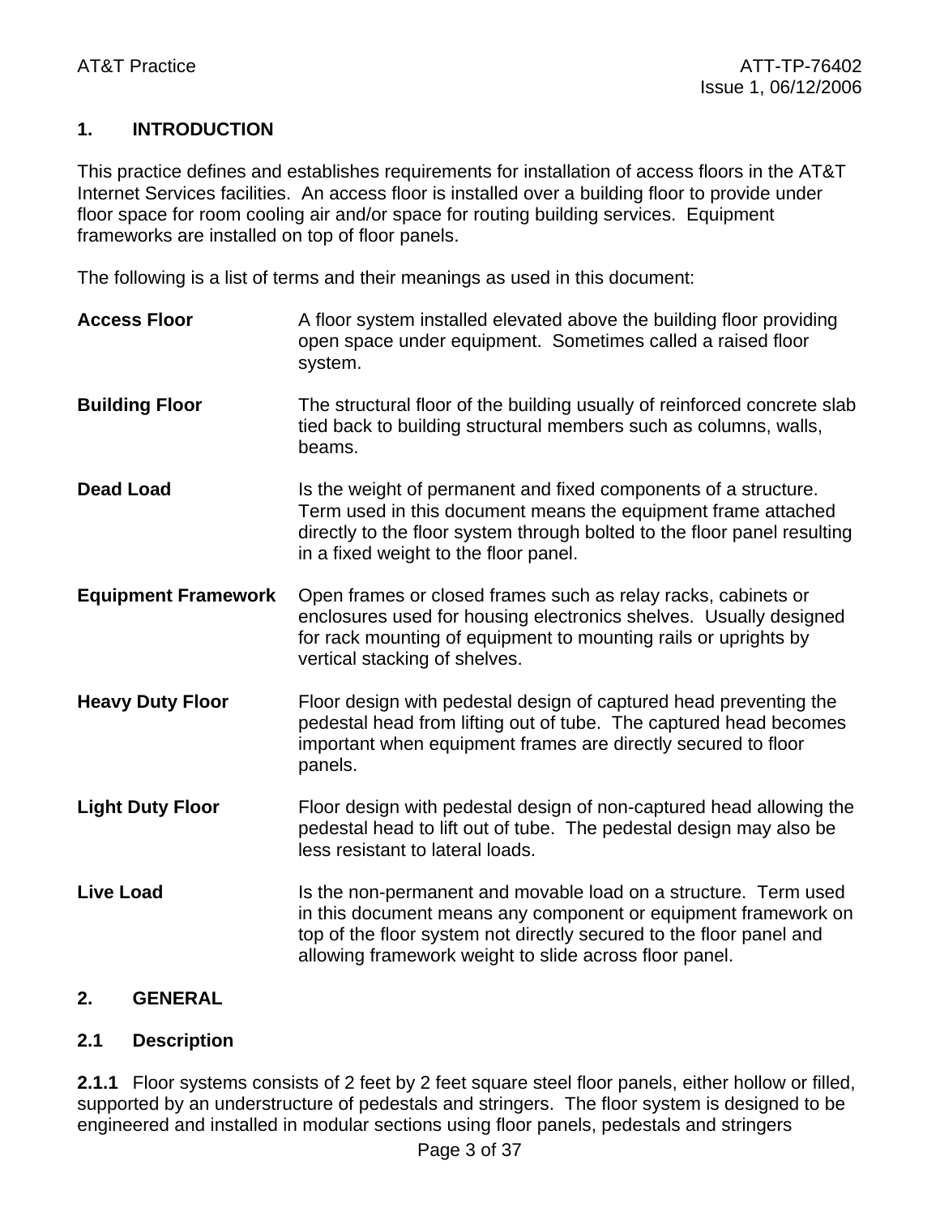## 1. INTRODUCTION

This practice defines and establishes requirements for installation of access floors in the AT&T Internet Services facilities. An access floor is installed over a building floor to provide under floor space for room cooling air and/or space for routing building services. Equipment frameworks are installed on top of floor panels.

The following is a list of terms and their meanings as used in this document:

**Access Floor** — A floor system installed elevated above the building floor providing open space under equipment. Sometimes called a raised floor system.

**Building Floor** — The structural floor of the building usually of reinforced concrete slab tied back to building structural members such as columns, walls, beams.

**Dead Load** — Is the weight of permanent and fixed components of a structure. Term used in this document means the equipment frame attached directly to the floor system through bolted to the floor panel resulting in a fixed weight to the floor panel.

**Equipment Framework** — Open frames or closed frames such as relay racks, cabinets or enclosures used for housing electronics shelves. Usually designed for rack mounting of equipment to mounting rails or uprights by vertical stacking of shelves.

**Heavy Duty Floor** — Floor design with pedestal design of captured head preventing the pedestal head from lifting out of tube. The captured head becomes important when equipment frames are directly secured to floor panels.

**Light Duty Floor** — Floor design with pedestal design of non-captured head allowing the pedestal head to lift out of tube. The pedestal design may also be less resistant to lateral loads.

**Live Load** — Is the non-permanent and movable load on a structure. Term used in this document means any component or equipment framework on top of the floor system not directly secured to the floor panel and allowing framework weight to slide across floor panel.

## 2. GENERAL

### 2.1 Description

**2.1.1** Floor systems consists of 2 feet by 2 feet square steel floor panels, either hollow or filled, supported by an understructure of pedestals and stringers. The floor system is designed to be engineered and installed in modular sections using floor panels, pedestals and stringers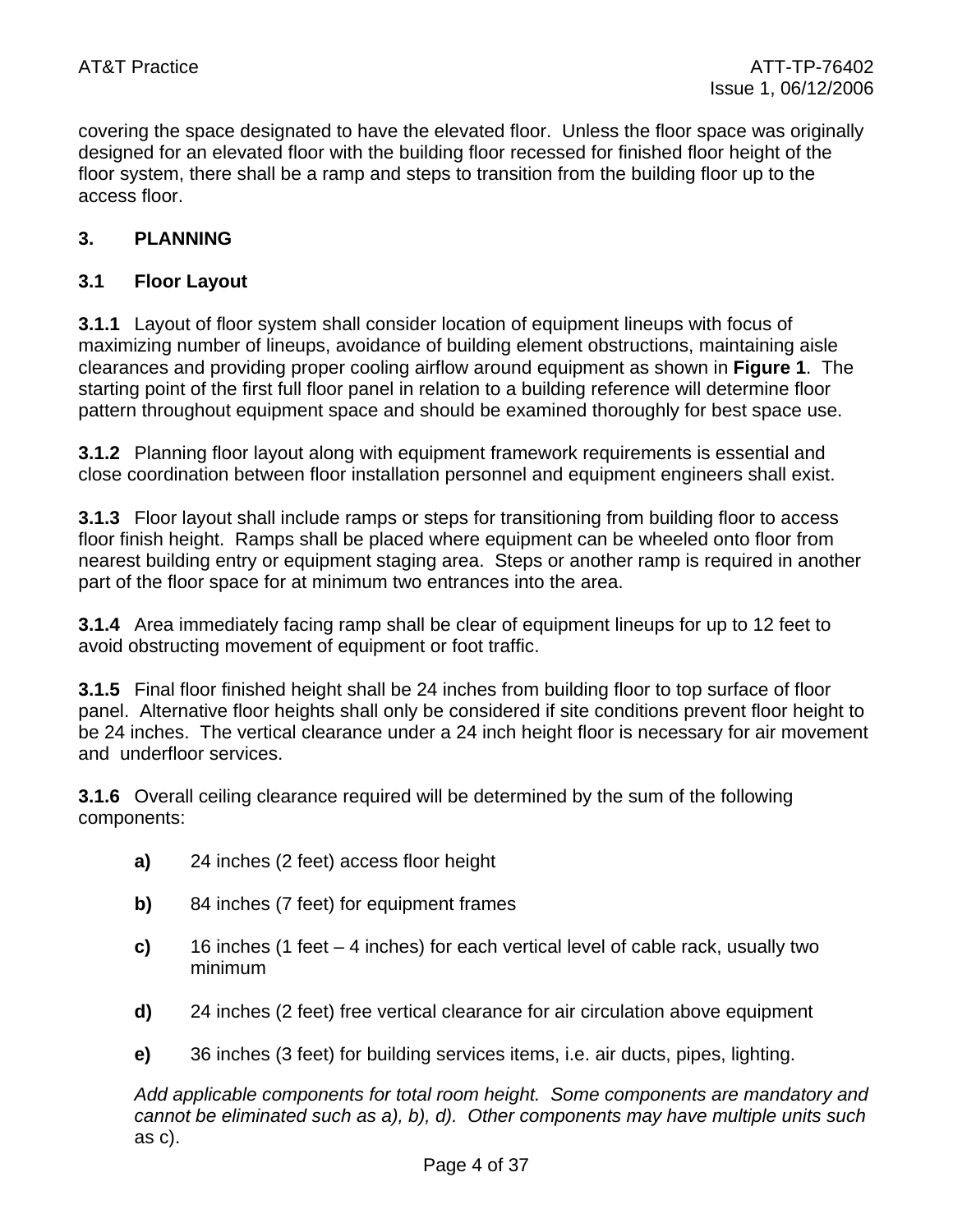covering the space designated to have the elevated floor. Unless the floor space was originally designed for an elevated floor with the building floor recessed for finished floor height of the floor system, there shall be a ramp and steps to transition from the building floor up to the access floor.

## 3. PLANNING

### 3.1 Floor Layout

**3.1.1** Layout of floor system shall consider location of equipment lineups with focus of maximizing number of lineups, avoidance of building element obstructions, maintaining aisle clearances and providing proper cooling airflow around equipment as shown in **Figure 1**. The starting point of the first full floor panel in relation to a building reference will determine floor pattern throughout equipment space and should be examined thoroughly for best space use.

**3.1.2** Planning floor layout along with equipment framework requirements is essential and close coordination between floor installation personnel and equipment engineers shall exist.

**3.1.3** Floor layout shall include ramps or steps for transitioning from building floor to access floor finish height. Ramps shall be placed where equipment can be wheeled onto floor from nearest building entry or equipment staging area. Steps or another ramp is required in another part of the floor space for at minimum two entrances into the area.

**3.1.4** Area immediately facing ramp shall be clear of equipment lineups for up to 12 feet to avoid obstructing movement of equipment or foot traffic.

**3.1.5** Final floor finished height shall be 24 inches from building floor to top surface of floor panel. Alternative floor heights shall only be considered if site conditions prevent floor height to be 24 inches. The vertical clearance under a 24 inch height floor is necessary for air movement and underfloor services.

**3.1.6** Overall ceiling clearance required will be determined by the sum of the following components:

- **a)** 24 inches (2 feet) access floor height
- **b)** 84 inches (7 feet) for equipment frames
- **c)** 16 inches (1 feet – 4 inches) for each vertical level of cable rack, usually two minimum
- **d)** 24 inches (2 feet) free vertical clearance for air circulation above equipment
- **e)** 36 inches (3 feet) for building services items, i.e. air ducts, pipes, lighting.

*Add applicable components for total room height. Some components are mandatory and cannot be eliminated such as a), b), d). Other components may have multiple units such* as c).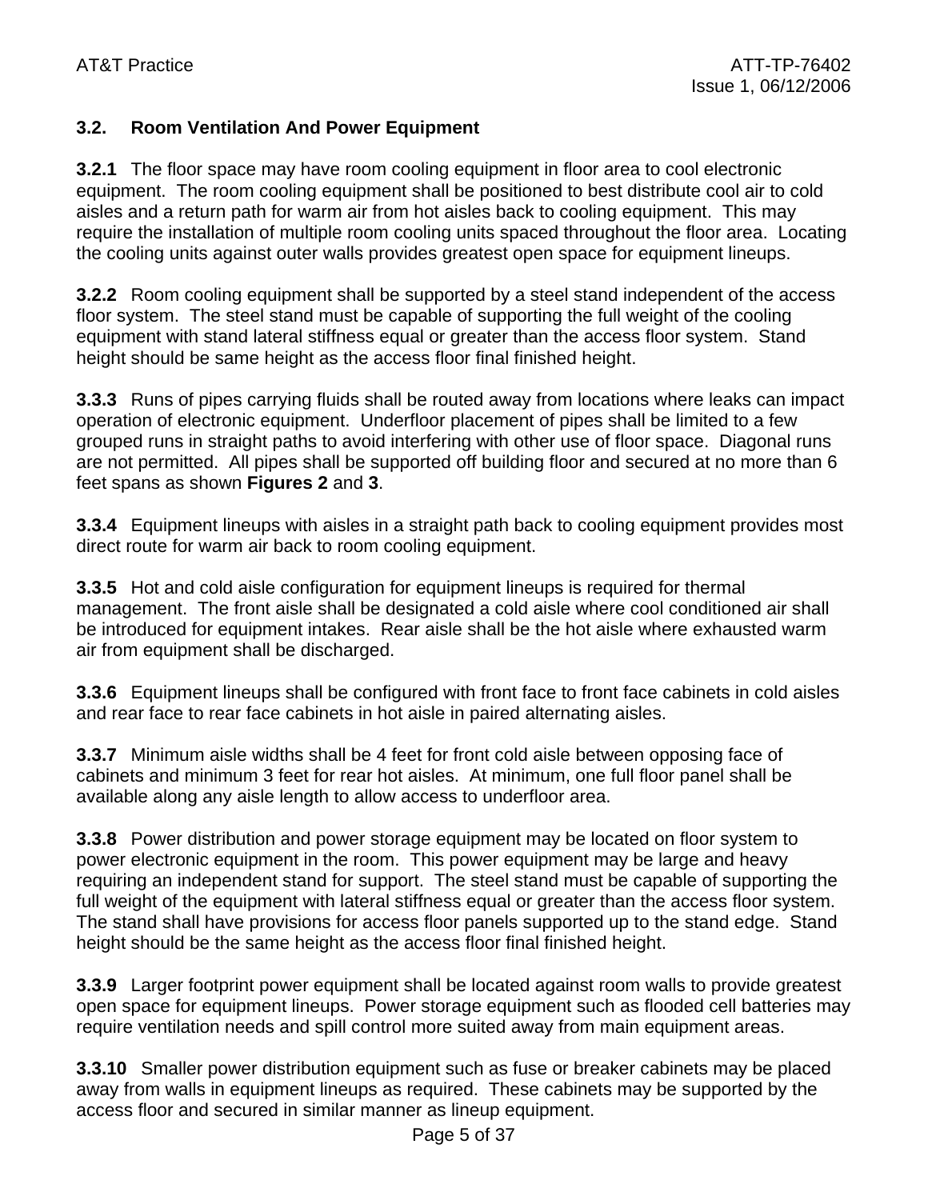### 3.2. Room Ventilation And Power Equipment

**3.2.1** The floor space may have room cooling equipment in floor area to cool electronic equipment. The room cooling equipment shall be positioned to best distribute cool air to cold aisles and a return path for warm air from hot aisles back to cooling equipment. This may require the installation of multiple room cooling units spaced throughout the floor area. Locating the cooling units against outer walls provides greatest open space for equipment lineups.

**3.2.2** Room cooling equipment shall be supported by a steel stand independent of the access floor system. The steel stand must be capable of supporting the full weight of the cooling equipment with stand lateral stiffness equal or greater than the access floor system. Stand height should be same height as the access floor final finished height.

**3.3.3** Runs of pipes carrying fluids shall be routed away from locations where leaks can impact operation of electronic equipment. Underfloor placement of pipes shall be limited to a few grouped runs in straight paths to avoid interfering with other use of floor space. Diagonal runs are not permitted. All pipes shall be supported off building floor and secured at no more than 6 feet spans as shown **Figures 2** and **3**.

**3.3.4** Equipment lineups with aisles in a straight path back to cooling equipment provides most direct route for warm air back to room cooling equipment.

**3.3.5** Hot and cold aisle configuration for equipment lineups is required for thermal management. The front aisle shall be designated a cold aisle where cool conditioned air shall be introduced for equipment intakes. Rear aisle shall be the hot aisle where exhausted warm air from equipment shall be discharged.

**3.3.6** Equipment lineups shall be configured with front face to front face cabinets in cold aisles and rear face to rear face cabinets in hot aisle in paired alternating aisles.

**3.3.7** Minimum aisle widths shall be 4 feet for front cold aisle between opposing face of cabinets and minimum 3 feet for rear hot aisles. At minimum, one full floor panel shall be available along any aisle length to allow access to underfloor area.

**3.3.8** Power distribution and power storage equipment may be located on floor system to power electronic equipment in the room. This power equipment may be large and heavy requiring an independent stand for support. The steel stand must be capable of supporting the full weight of the equipment with lateral stiffness equal or greater than the access floor system. The stand shall have provisions for access floor panels supported up to the stand edge. Stand height should be the same height as the access floor final finished height.

**3.3.9** Larger footprint power equipment shall be located against room walls to provide greatest open space for equipment lineups. Power storage equipment such as flooded cell batteries may require ventilation needs and spill control more suited away from main equipment areas.

**3.3.10** Smaller power distribution equipment such as fuse or breaker cabinets may be placed away from walls in equipment lineups as required. These cabinets may be supported by the access floor and secured in similar manner as lineup equipment.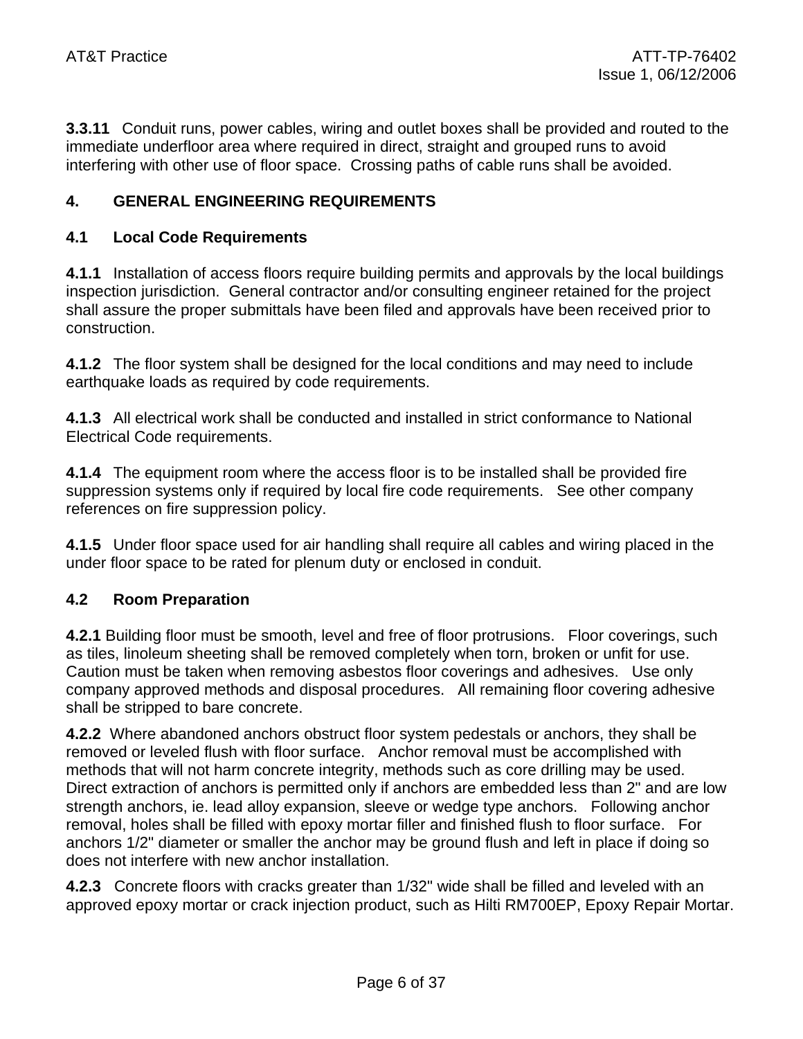**3.3.11** Conduit runs, power cables, wiring and outlet boxes shall be provided and routed to the immediate underfloor area where required in direct, straight and grouped runs to avoid interfering with other use of floor space. Crossing paths of cable runs shall be avoided.

## 4. GENERAL ENGINEERING REQUIREMENTS

### 4.1 Local Code Requirements

**4.1.1** Installation of access floors require building permits and approvals by the local buildings inspection jurisdiction. General contractor and/or consulting engineer retained for the project shall assure the proper submittals have been filed and approvals have been received prior to construction.

**4.1.2** The floor system shall be designed for the local conditions and may need to include earthquake loads as required by code requirements.

**4.1.3** All electrical work shall be conducted and installed in strict conformance to National Electrical Code requirements.

**4.1.4** The equipment room where the access floor is to be installed shall be provided fire suppression systems only if required by local fire code requirements. See other company references on fire suppression policy.

**4.1.5** Under floor space used for air handling shall require all cables and wiring placed in the under floor space to be rated for plenum duty or enclosed in conduit.

### 4.2 Room Preparation

**4.2.1** Building floor must be smooth, level and free of floor protrusions. Floor coverings, such as tiles, linoleum sheeting shall be removed completely when torn, broken or unfit for use. Caution must be taken when removing asbestos floor coverings and adhesives. Use only company approved methods and disposal procedures. All remaining floor covering adhesive shall be stripped to bare concrete.

**4.2.2** Where abandoned anchors obstruct floor system pedestals or anchors, they shall be removed or leveled flush with floor surface. Anchor removal must be accomplished with methods that will not harm concrete integrity, methods such as core drilling may be used. Direct extraction of anchors is permitted only if anchors are embedded less than 2" and are low strength anchors, ie. lead alloy expansion, sleeve or wedge type anchors. Following anchor removal, holes shall be filled with epoxy mortar filler and finished flush to floor surface. For anchors 1/2" diameter or smaller the anchor may be ground flush and left in place if doing so does not interfere with new anchor installation.

**4.2.3** Concrete floors with cracks greater than 1/32" wide shall be filled and leveled with an approved epoxy mortar or crack injection product, such as Hilti RM700EP, Epoxy Repair Mortar.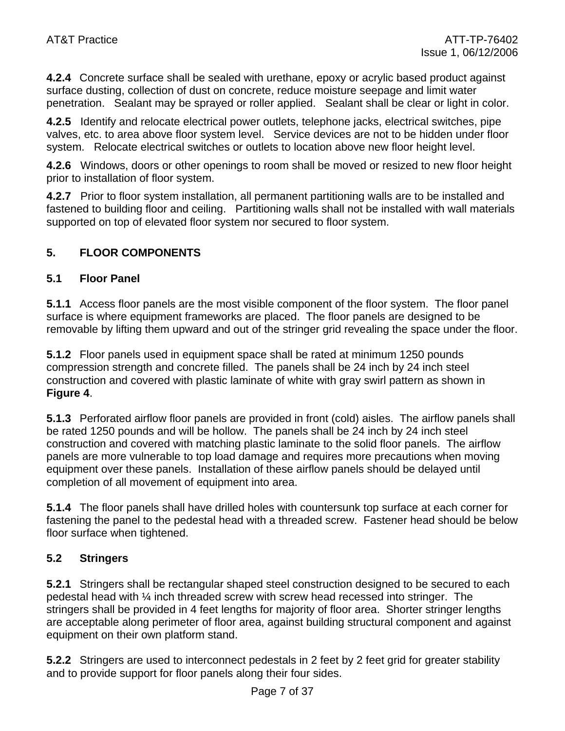**4.2.4** Concrete surface shall be sealed with urethane, epoxy or acrylic based product against surface dusting, collection of dust on concrete, reduce moisture seepage and limit water penetration. Sealant may be sprayed or roller applied. Sealant shall be clear or light in color.

**4.2.5** Identify and relocate electrical power outlets, telephone jacks, electrical switches, pipe valves, etc. to area above floor system level. Service devices are not to be hidden under floor system. Relocate electrical switches or outlets to location above new floor height level.

**4.2.6** Windows, doors or other openings to room shall be moved or resized to new floor height prior to installation of floor system.

**4.2.7** Prior to floor system installation, all permanent partitioning walls are to be installed and fastened to building floor and ceiling. Partitioning walls shall not be installed with wall materials supported on top of elevated floor system nor secured to floor system.

## 5. FLOOR COMPONENTS

### 5.1 Floor Panel

**5.1.1** Access floor panels are the most visible component of the floor system. The floor panel surface is where equipment frameworks are placed. The floor panels are designed to be removable by lifting them upward and out of the stringer grid revealing the space under the floor.

**5.1.2** Floor panels used in equipment space shall be rated at minimum 1250 pounds compression strength and concrete filled. The panels shall be 24 inch by 24 inch steel construction and covered with plastic laminate of white with gray swirl pattern as shown in **Figure 4**.

**5.1.3** Perforated airflow floor panels are provided in front (cold) aisles. The airflow panels shall be rated 1250 pounds and will be hollow. The panels shall be 24 inch by 24 inch steel construction and covered with matching plastic laminate to the solid floor panels. The airflow panels are more vulnerable to top load damage and requires more precautions when moving equipment over these panels. Installation of these airflow panels should be delayed until completion of all movement of equipment into area.

**5.1.4** The floor panels shall have drilled holes with countersunk top surface at each corner for fastening the panel to the pedestal head with a threaded screw. Fastener head should be below floor surface when tightened.

### 5.2 Stringers

**5.2.1** Stringers shall be rectangular shaped steel construction designed to be secured to each pedestal head with ¼ inch threaded screw with screw head recessed into stringer. The stringers shall be provided in 4 feet lengths for majority of floor area. Shorter stringer lengths are acceptable along perimeter of floor area, against building structural component and against equipment on their own platform stand.

**5.2.2** Stringers are used to interconnect pedestals in 2 feet by 2 feet grid for greater stability and to provide support for floor panels along their four sides.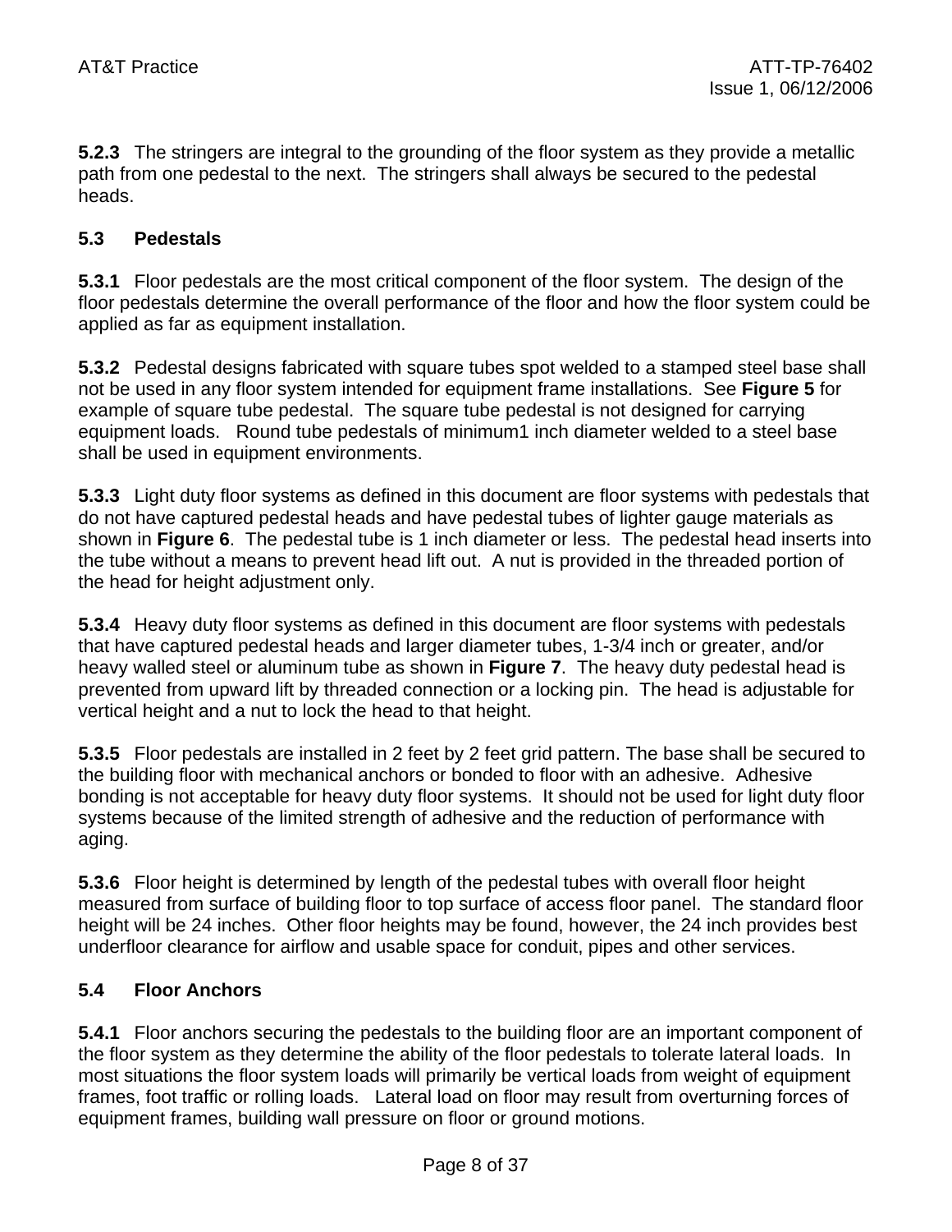**5.2.3** The stringers are integral to the grounding of the floor system as they provide a metallic path from one pedestal to the next. The stringers shall always be secured to the pedestal heads.

### 5.3 Pedestals

**5.3.1** Floor pedestals are the most critical component of the floor system. The design of the floor pedestals determine the overall performance of the floor and how the floor system could be applied as far as equipment installation.

**5.3.2** Pedestal designs fabricated with square tubes spot welded to a stamped steel base shall not be used in any floor system intended for equipment frame installations. See **Figure 5** for example of square tube pedestal. The square tube pedestal is not designed for carrying equipment loads. Round tube pedestals of minimum1 inch diameter welded to a steel base shall be used in equipment environments.

**5.3.3** Light duty floor systems as defined in this document are floor systems with pedestals that do not have captured pedestal heads and have pedestal tubes of lighter gauge materials as shown in **Figure 6**. The pedestal tube is 1 inch diameter or less. The pedestal head inserts into the tube without a means to prevent head lift out. A nut is provided in the threaded portion of the head for height adjustment only.

**5.3.4** Heavy duty floor systems as defined in this document are floor systems with pedestals that have captured pedestal heads and larger diameter tubes, 1-3/4 inch or greater, and/or heavy walled steel or aluminum tube as shown in **Figure 7**. The heavy duty pedestal head is prevented from upward lift by threaded connection or a locking pin. The head is adjustable for vertical height and a nut to lock the head to that height.

**5.3.5** Floor pedestals are installed in 2 feet by 2 feet grid pattern. The base shall be secured to the building floor with mechanical anchors or bonded to floor with an adhesive. Adhesive bonding is not acceptable for heavy duty floor systems. It should not be used for light duty floor systems because of the limited strength of adhesive and the reduction of performance with aging.

**5.3.6** Floor height is determined by length of the pedestal tubes with overall floor height measured from surface of building floor to top surface of access floor panel. The standard floor height will be 24 inches. Other floor heights may be found, however, the 24 inch provides best underfloor clearance for airflow and usable space for conduit, pipes and other services.

### 5.4 Floor Anchors

**5.4.1** Floor anchors securing the pedestals to the building floor are an important component of the floor system as they determine the ability of the floor pedestals to tolerate lateral loads. In most situations the floor system loads will primarily be vertical loads from weight of equipment frames, foot traffic or rolling loads. Lateral load on floor may result from overturning forces of equipment frames, building wall pressure on floor or ground motions.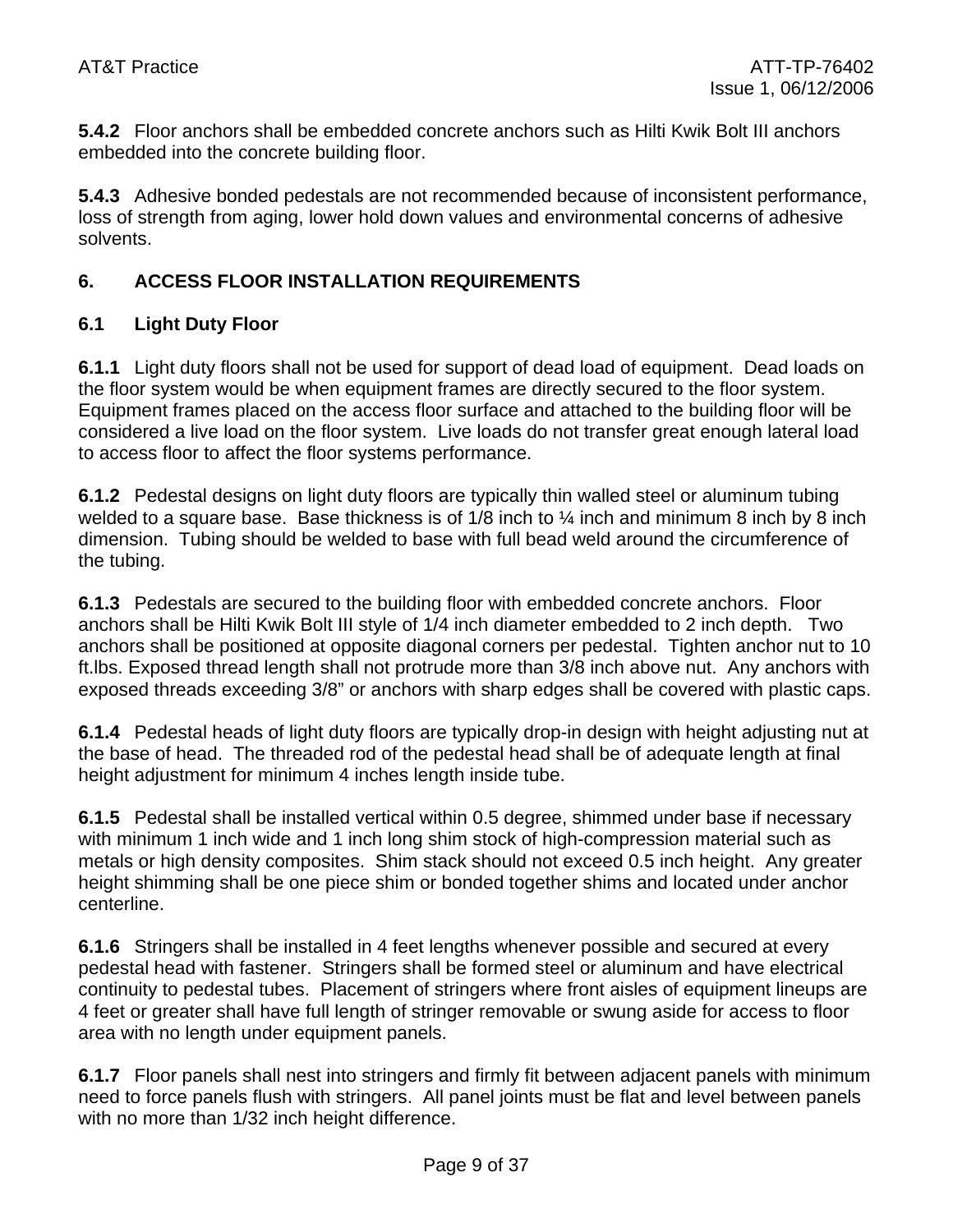**5.4.2** Floor anchors shall be embedded concrete anchors such as Hilti Kwik Bolt III anchors embedded into the concrete building floor.

**5.4.3** Adhesive bonded pedestals are not recommended because of inconsistent performance, loss of strength from aging, lower hold down values and environmental concerns of adhesive solvents.

## 6. ACCESS FLOOR INSTALLATION REQUIREMENTS

### 6.1 Light Duty Floor

**6.1.1** Light duty floors shall not be used for support of dead load of equipment. Dead loads on the floor system would be when equipment frames are directly secured to the floor system. Equipment frames placed on the access floor surface and attached to the building floor will be considered a live load on the floor system. Live loads do not transfer great enough lateral load to access floor to affect the floor systems performance.

**6.1.2** Pedestal designs on light duty floors are typically thin walled steel or aluminum tubing welded to a square base. Base thickness is of 1/8 inch to ¼ inch and minimum 8 inch by 8 inch dimension. Tubing should be welded to base with full bead weld around the circumference of the tubing.

**6.1.3** Pedestals are secured to the building floor with embedded concrete anchors. Floor anchors shall be Hilti Kwik Bolt III style of 1/4 inch diameter embedded to 2 inch depth. Two anchors shall be positioned at opposite diagonal corners per pedestal. Tighten anchor nut to 10 ft.lbs. Exposed thread length shall not protrude more than 3/8 inch above nut. Any anchors with exposed threads exceeding 3/8" or anchors with sharp edges shall be covered with plastic caps.

**6.1.4** Pedestal heads of light duty floors are typically drop-in design with height adjusting nut at the base of head. The threaded rod of the pedestal head shall be of adequate length at final height adjustment for minimum 4 inches length inside tube.

**6.1.5** Pedestal shall be installed vertical within 0.5 degree, shimmed under base if necessary with minimum 1 inch wide and 1 inch long shim stock of high-compression material such as metals or high density composites. Shim stack should not exceed 0.5 inch height. Any greater height shimming shall be one piece shim or bonded together shims and located under anchor centerline.

**6.1.6** Stringers shall be installed in 4 feet lengths whenever possible and secured at every pedestal head with fastener. Stringers shall be formed steel or aluminum and have electrical continuity to pedestal tubes. Placement of stringers where front aisles of equipment lineups are 4 feet or greater shall have full length of stringer removable or swung aside for access to floor area with no length under equipment panels.

**6.1.7** Floor panels shall nest into stringers and firmly fit between adjacent panels with minimum need to force panels flush with stringers. All panel joints must be flat and level between panels with no more than 1/32 inch height difference.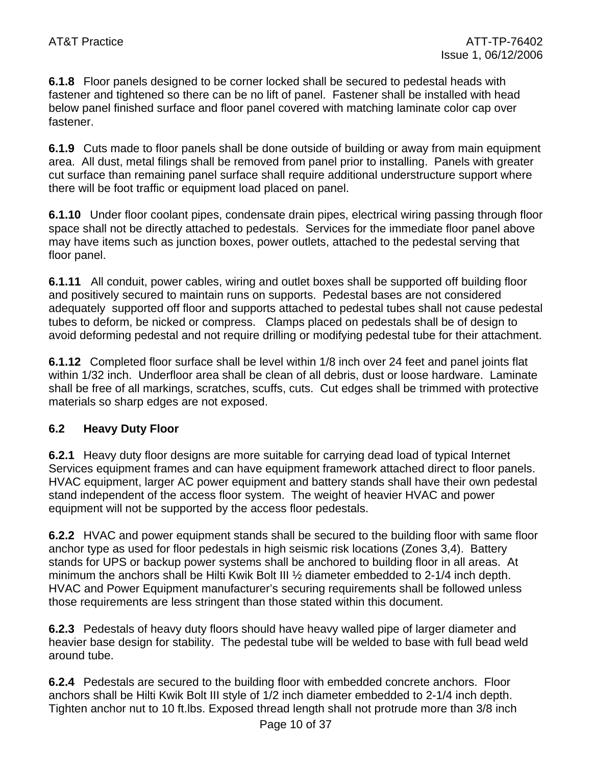**6.1.8** Floor panels designed to be corner locked shall be secured to pedestal heads with fastener and tightened so there can be no lift of panel. Fastener shall be installed with head below panel finished surface and floor panel covered with matching laminate color cap over fastener.

**6.1.9** Cuts made to floor panels shall be done outside of building or away from main equipment area. All dust, metal filings shall be removed from panel prior to installing. Panels with greater cut surface than remaining panel surface shall require additional understructure support where there will be foot traffic or equipment load placed on panel.

**6.1.10** Under floor coolant pipes, condensate drain pipes, electrical wiring passing through floor space shall not be directly attached to pedestals. Services for the immediate floor panel above may have items such as junction boxes, power outlets, attached to the pedestal serving that floor panel.

**6.1.11** All conduit, power cables, wiring and outlet boxes shall be supported off building floor and positively secured to maintain runs on supports. Pedestal bases are not considered adequately supported off floor and supports attached to pedestal tubes shall not cause pedestal tubes to deform, be nicked or compress. Clamps placed on pedestals shall be of design to avoid deforming pedestal and not require drilling or modifying pedestal tube for their attachment.

**6.1.12** Completed floor surface shall be level within 1/8 inch over 24 feet and panel joints flat within 1/32 inch. Underfloor area shall be clean of all debris, dust or loose hardware. Laminate shall be free of all markings, scratches, scuffs, cuts. Cut edges shall be trimmed with protective materials so sharp edges are not exposed.

### 6.2 Heavy Duty Floor

**6.2.1** Heavy duty floor designs are more suitable for carrying dead load of typical Internet Services equipment frames and can have equipment framework attached direct to floor panels. HVAC equipment, larger AC power equipment and battery stands shall have their own pedestal stand independent of the access floor system. The weight of heavier HVAC and power equipment will not be supported by the access floor pedestals.

**6.2.2** HVAC and power equipment stands shall be secured to the building floor with same floor anchor type as used for floor pedestals in high seismic risk locations (Zones 3,4). Battery stands for UPS or backup power systems shall be anchored to building floor in all areas. At minimum the anchors shall be Hilti Kwik Bolt III ½ diameter embedded to 2-1/4 inch depth. HVAC and Power Equipment manufacturer's securing requirements shall be followed unless those requirements are less stringent than those stated within this document.

**6.2.3** Pedestals of heavy duty floors should have heavy walled pipe of larger diameter and heavier base design for stability. The pedestal tube will be welded to base with full bead weld around tube.

**6.2.4** Pedestals are secured to the building floor with embedded concrete anchors. Floor anchors shall be Hilti Kwik Bolt III style of 1/2 inch diameter embedded to 2-1/4 inch depth. Tighten anchor nut to 10 ft.lbs. Exposed thread length shall not protrude more than 3/8 inch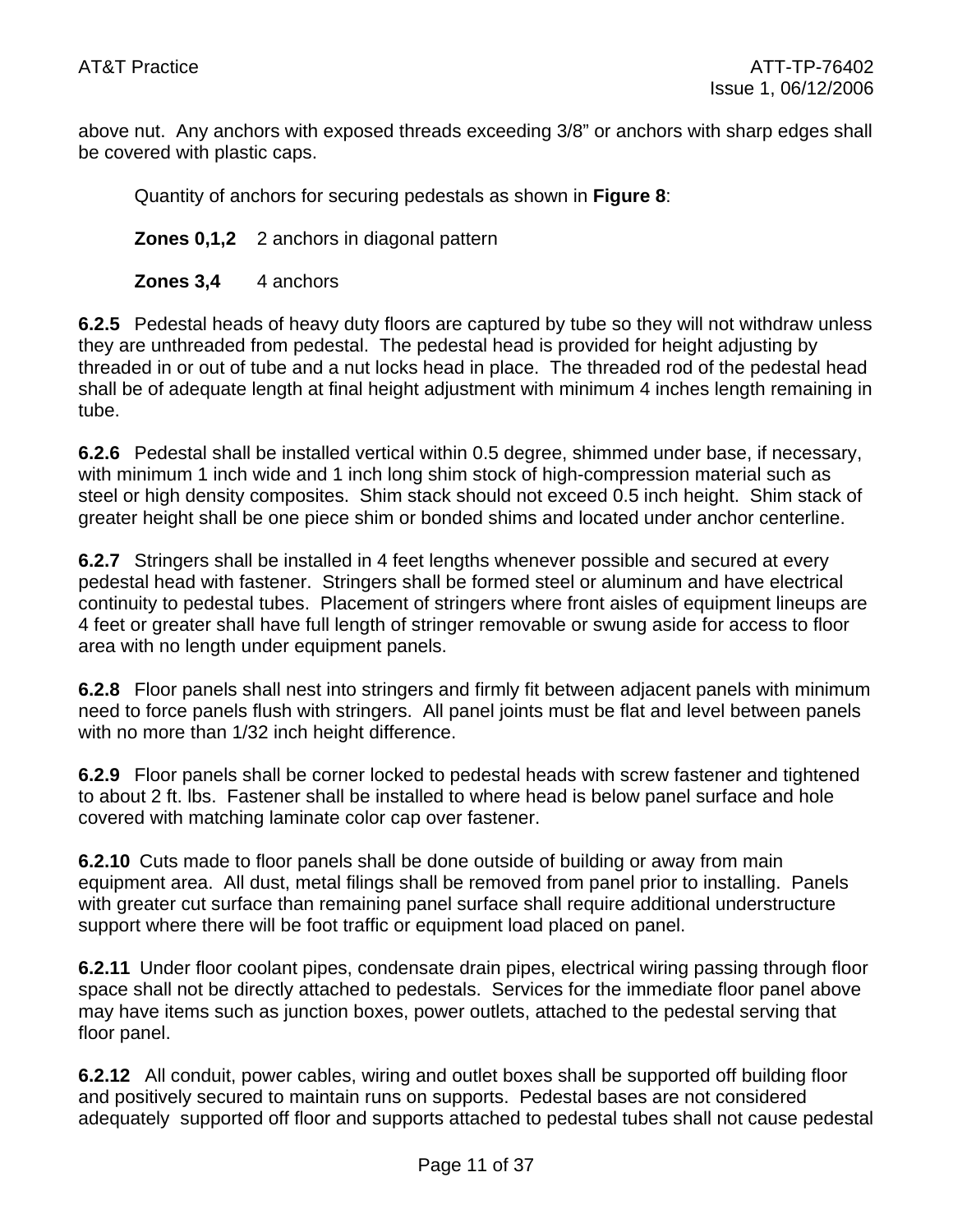above nut. Any anchors with exposed threads exceeding 3/8" or anchors with sharp edges shall be covered with plastic caps.

Quantity of anchors for securing pedestals as shown in **Figure 8**:

**Zones 0,1,2** 2 anchors in diagonal pattern

**Zones 3,4** 4 anchors

**6.2.5** Pedestal heads of heavy duty floors are captured by tube so they will not withdraw unless they are unthreaded from pedestal. The pedestal head is provided for height adjusting by threaded in or out of tube and a nut locks head in place. The threaded rod of the pedestal head shall be of adequate length at final height adjustment with minimum 4 inches length remaining in tube.

**6.2.6** Pedestal shall be installed vertical within 0.5 degree, shimmed under base, if necessary, with minimum 1 inch wide and 1 inch long shim stock of high-compression material such as steel or high density composites. Shim stack should not exceed 0.5 inch height. Shim stack of greater height shall be one piece shim or bonded shims and located under anchor centerline.

**6.2.7** Stringers shall be installed in 4 feet lengths whenever possible and secured at every pedestal head with fastener. Stringers shall be formed steel or aluminum and have electrical continuity to pedestal tubes. Placement of stringers where front aisles of equipment lineups are 4 feet or greater shall have full length of stringer removable or swung aside for access to floor area with no length under equipment panels.

**6.2.8** Floor panels shall nest into stringers and firmly fit between adjacent panels with minimum need to force panels flush with stringers. All panel joints must be flat and level between panels with no more than 1/32 inch height difference.

**6.2.9** Floor panels shall be corner locked to pedestal heads with screw fastener and tightened to about 2 ft. lbs. Fastener shall be installed to where head is below panel surface and hole covered with matching laminate color cap over fastener.

**6.2.10** Cuts made to floor panels shall be done outside of building or away from main equipment area. All dust, metal filings shall be removed from panel prior to installing. Panels with greater cut surface than remaining panel surface shall require additional understructure support where there will be foot traffic or equipment load placed on panel.

**6.2.11** Under floor coolant pipes, condensate drain pipes, electrical wiring passing through floor space shall not be directly attached to pedestals. Services for the immediate floor panel above may have items such as junction boxes, power outlets, attached to the pedestal serving that floor panel.

**6.2.12** All conduit, power cables, wiring and outlet boxes shall be supported off building floor and positively secured to maintain runs on supports. Pedestal bases are not considered adequately supported off floor and supports attached to pedestal tubes shall not cause pedestal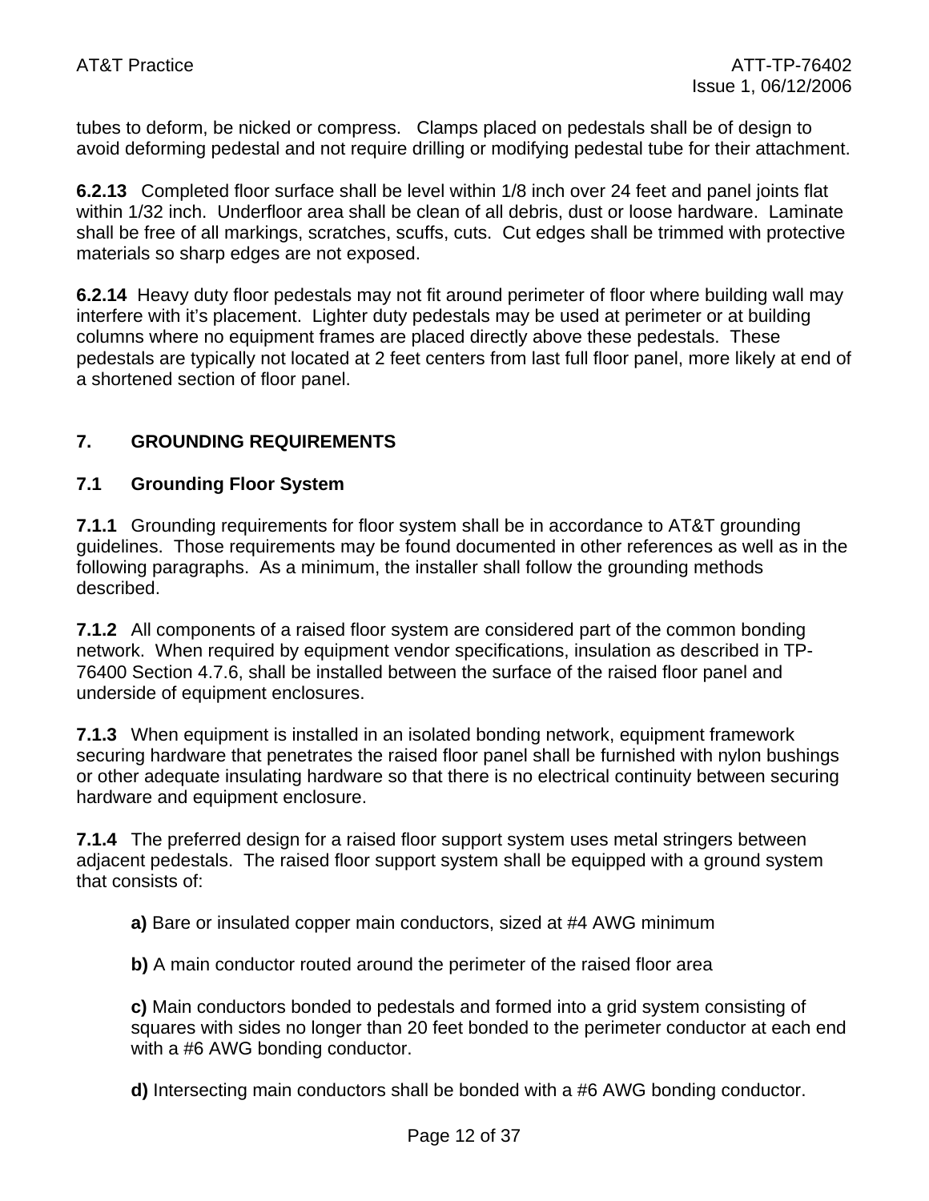tubes to deform, be nicked or compress. Clamps placed on pedestals shall be of design to avoid deforming pedestal and not require drilling or modifying pedestal tube for their attachment.

**6.2.13** Completed floor surface shall be level within 1/8 inch over 24 feet and panel joints flat within 1/32 inch. Underfloor area shall be clean of all debris, dust or loose hardware. Laminate shall be free of all markings, scratches, scuffs, cuts. Cut edges shall be trimmed with protective materials so sharp edges are not exposed.

**6.2.14** Heavy duty floor pedestals may not fit around perimeter of floor where building wall may interfere with it's placement. Lighter duty pedestals may be used at perimeter or at building columns where no equipment frames are placed directly above these pedestals. These pedestals are typically not located at 2 feet centers from last full floor panel, more likely at end of a shortened section of floor panel.

## 7. GROUNDING REQUIREMENTS

### 7.1 Grounding Floor System

**7.1.1** Grounding requirements for floor system shall be in accordance to AT&T grounding guidelines. Those requirements may be found documented in other references as well as in the following paragraphs. As a minimum, the installer shall follow the grounding methods described.

**7.1.2** All components of a raised floor system are considered part of the common bonding network. When required by equipment vendor specifications, insulation as described in TP-76400 Section 4.7.6, shall be installed between the surface of the raised floor panel and underside of equipment enclosures.

**7.1.3** When equipment is installed in an isolated bonding network, equipment framework securing hardware that penetrates the raised floor panel shall be furnished with nylon bushings or other adequate insulating hardware so that there is no electrical continuity between securing hardware and equipment enclosure.

**7.1.4** The preferred design for a raised floor support system uses metal stringers between adjacent pedestals. The raised floor support system shall be equipped with a ground system that consists of:

**a)** Bare or insulated copper main conductors, sized at #4 AWG minimum

**b)** A main conductor routed around the perimeter of the raised floor area

**c)** Main conductors bonded to pedestals and formed into a grid system consisting of squares with sides no longer than 20 feet bonded to the perimeter conductor at each end with a #6 AWG bonding conductor.

**d)** Intersecting main conductors shall be bonded with a #6 AWG bonding conductor.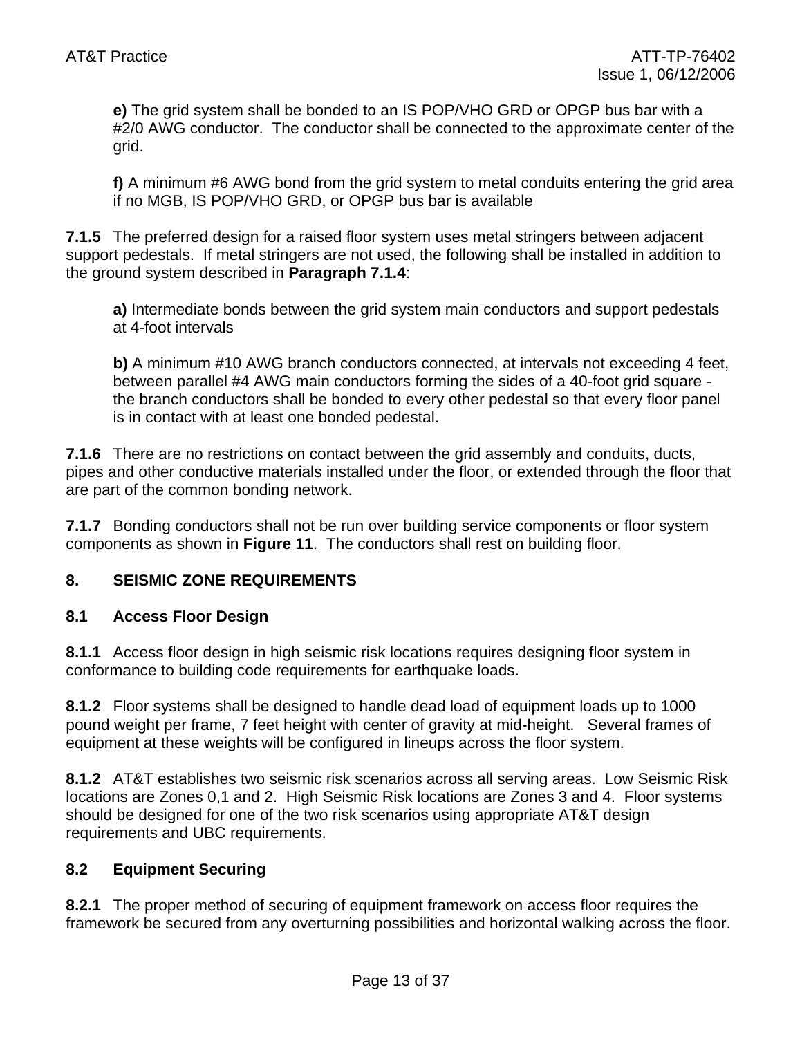**e)** The grid system shall be bonded to an IS POP/VHO GRD or OPGP bus bar with a #2/0 AWG conductor. The conductor shall be connected to the approximate center of the grid.

**f)** A minimum #6 AWG bond from the grid system to metal conduits entering the grid area if no MGB, IS POP/VHO GRD, or OPGP bus bar is available

**7.1.5** The preferred design for a raised floor system uses metal stringers between adjacent support pedestals. If metal stringers are not used, the following shall be installed in addition to the ground system described in **Paragraph 7.1.4**:

**a)** Intermediate bonds between the grid system main conductors and support pedestals at 4-foot intervals

**b)** A minimum #10 AWG branch conductors connected, at intervals not exceeding 4 feet, between parallel #4 AWG main conductors forming the sides of a 40-foot grid square - the branch conductors shall be bonded to every other pedestal so that every floor panel is in contact with at least one bonded pedestal.

**7.1.6** There are no restrictions on contact between the grid assembly and conduits, ducts, pipes and other conductive materials installed under the floor, or extended through the floor that are part of the common bonding network.

**7.1.7** Bonding conductors shall not be run over building service components or floor system components as shown in **Figure 11**. The conductors shall rest on building floor.

## 8. SEISMIC ZONE REQUIREMENTS

### 8.1 Access Floor Design

**8.1.1** Access floor design in high seismic risk locations requires designing floor system in conformance to building code requirements for earthquake loads.

**8.1.2** Floor systems shall be designed to handle dead load of equipment loads up to 1000 pound weight per frame, 7 feet height with center of gravity at mid-height. Several frames of equipment at these weights will be configured in lineups across the floor system.

**8.1.2** AT&T establishes two seismic risk scenarios across all serving areas. Low Seismic Risk locations are Zones 0,1 and 2. High Seismic Risk locations are Zones 3 and 4. Floor systems should be designed for one of the two risk scenarios using appropriate AT&T design requirements and UBC requirements.

### 8.2 Equipment Securing

**8.2.1** The proper method of securing of equipment framework on access floor requires the framework be secured from any overturning possibilities and horizontal walking across the floor.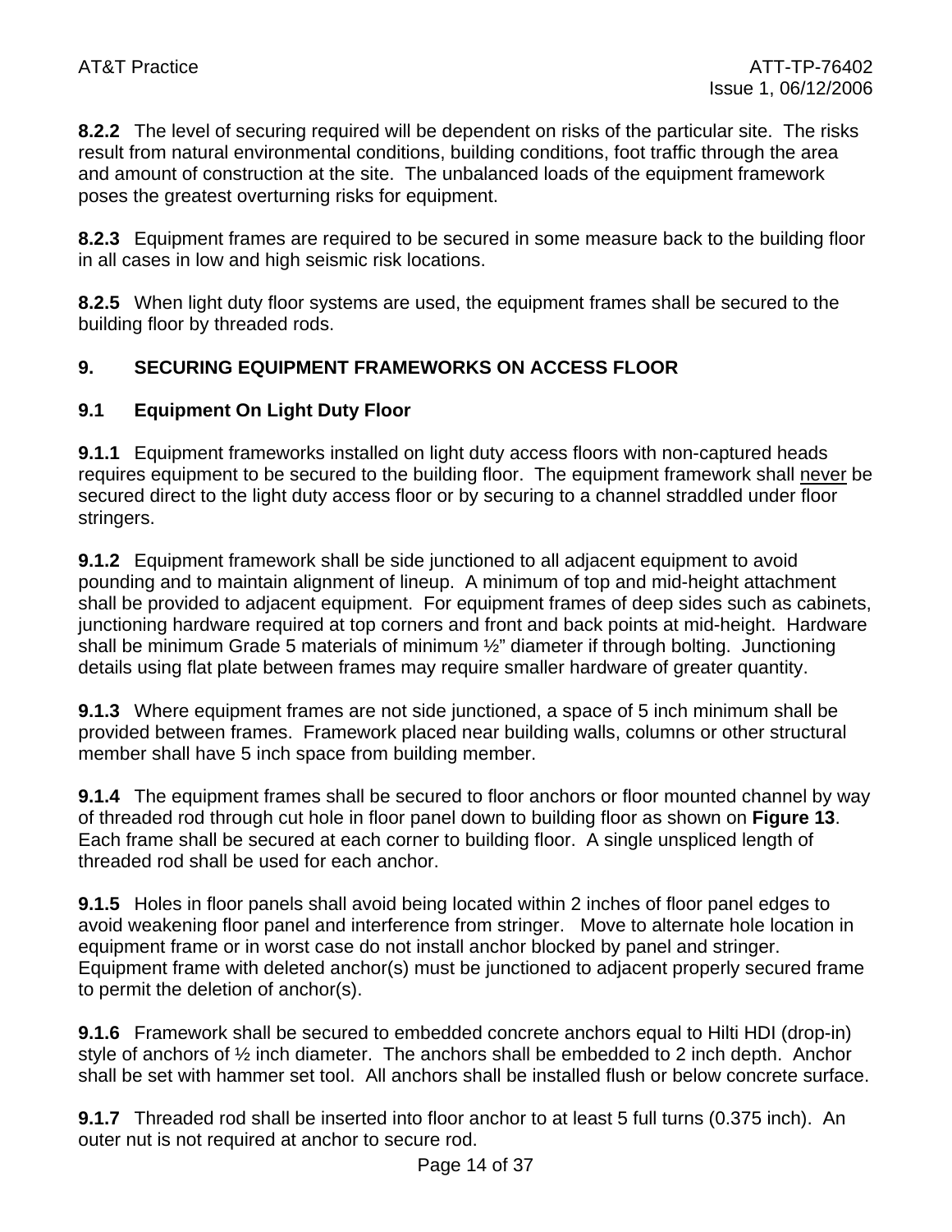**8.2.2** The level of securing required will be dependent on risks of the particular site. The risks result from natural environmental conditions, building conditions, foot traffic through the area and amount of construction at the site. The unbalanced loads of the equipment framework poses the greatest overturning risks for equipment.

**8.2.3** Equipment frames are required to be secured in some measure back to the building floor in all cases in low and high seismic risk locations.

**8.2.5** When light duty floor systems are used, the equipment frames shall be secured to the building floor by threaded rods.

## 9. SECURING EQUIPMENT FRAMEWORKS ON ACCESS FLOOR

### 9.1 Equipment On Light Duty Floor

**9.1.1** Equipment frameworks installed on light duty access floors with non-captured heads requires equipment to be secured to the building floor. The equipment framework shall <u>never</u> be secured direct to the light duty access floor or by securing to a channel straddled under floor stringers.

**9.1.2** Equipment framework shall be side junctioned to all adjacent equipment to avoid pounding and to maintain alignment of lineup. A minimum of top and mid-height attachment shall be provided to adjacent equipment. For equipment frames of deep sides such as cabinets, junctioning hardware required at top corners and front and back points at mid-height. Hardware shall be minimum Grade 5 materials of minimum ½" diameter if through bolting. Junctioning details using flat plate between frames may require smaller hardware of greater quantity.

**9.1.3** Where equipment frames are not side junctioned, a space of 5 inch minimum shall be provided between frames. Framework placed near building walls, columns or other structural member shall have 5 inch space from building member.

**9.1.4** The equipment frames shall be secured to floor anchors or floor mounted channel by way of threaded rod through cut hole in floor panel down to building floor as shown on **Figure 13**. Each frame shall be secured at each corner to building floor. A single unspliced length of threaded rod shall be used for each anchor.

**9.1.5** Holes in floor panels shall avoid being located within 2 inches of floor panel edges to avoid weakening floor panel and interference from stringer. Move to alternate hole location in equipment frame or in worst case do not install anchor blocked by panel and stringer. Equipment frame with deleted anchor(s) must be junctioned to adjacent properly secured frame to permit the deletion of anchor(s).

**9.1.6** Framework shall be secured to embedded concrete anchors equal to Hilti HDI (drop-in) style of anchors of ½ inch diameter. The anchors shall be embedded to 2 inch depth. Anchor shall be set with hammer set tool. All anchors shall be installed flush or below concrete surface.

**9.1.7** Threaded rod shall be inserted into floor anchor to at least 5 full turns (0.375 inch). An outer nut is not required at anchor to secure rod.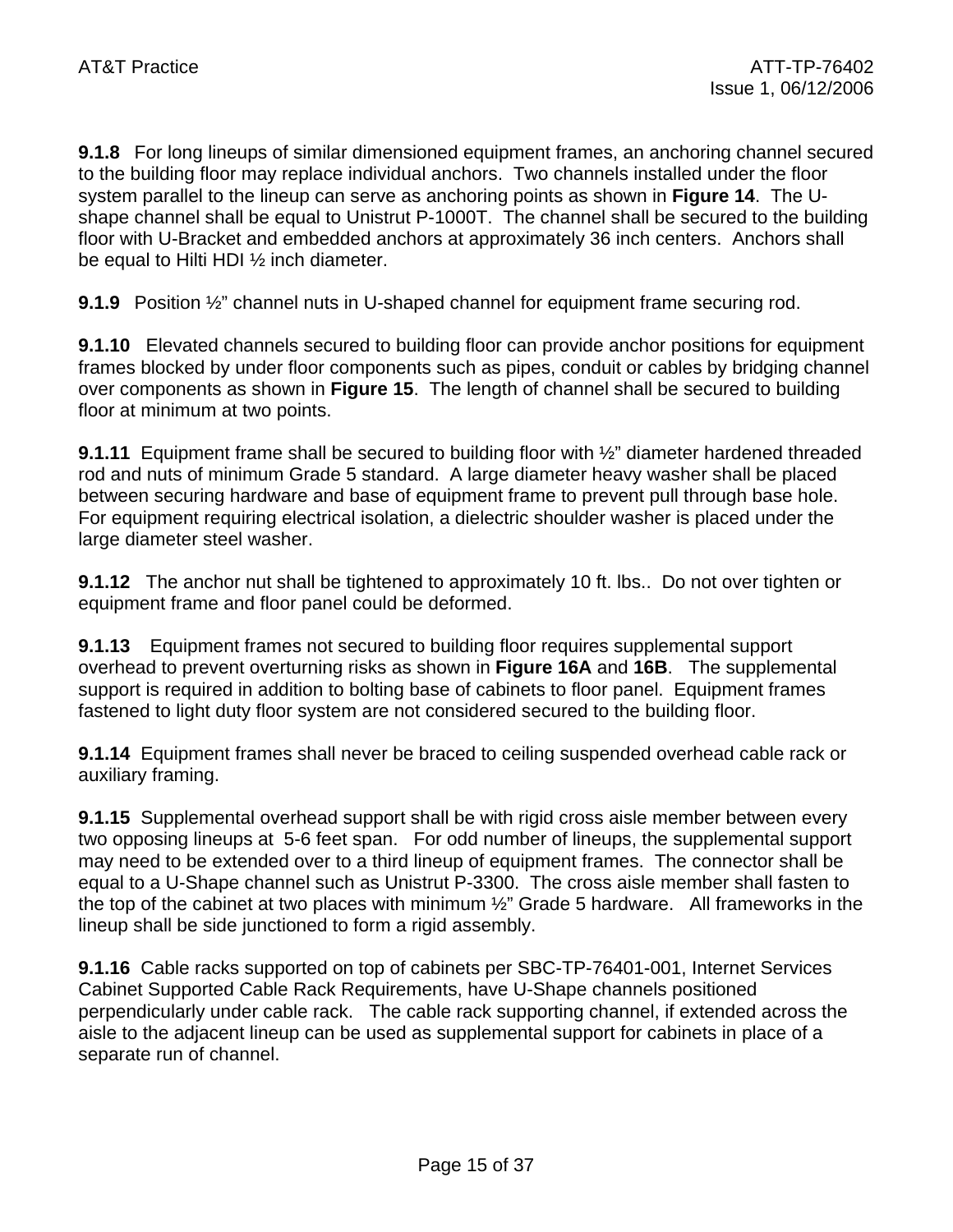**9.1.8** For long lineups of similar dimensioned equipment frames, an anchoring channel secured to the building floor may replace individual anchors. Two channels installed under the floor system parallel to the lineup can serve as anchoring points as shown in **Figure 14**. The U-shape channel shall be equal to Unistrut P-1000T. The channel shall be secured to the building floor with U-Bracket and embedded anchors at approximately 36 inch centers. Anchors shall be equal to Hilti HDI ½ inch diameter.

**9.1.9** Position ½" channel nuts in U-shaped channel for equipment frame securing rod.

**9.1.10** Elevated channels secured to building floor can provide anchor positions for equipment frames blocked by under floor components such as pipes, conduit or cables by bridging channel over components as shown in **Figure 15**. The length of channel shall be secured to building floor at minimum at two points.

**9.1.11** Equipment frame shall be secured to building floor with ½" diameter hardened threaded rod and nuts of minimum Grade 5 standard. A large diameter heavy washer shall be placed between securing hardware and base of equipment frame to prevent pull through base hole. For equipment requiring electrical isolation, a dielectric shoulder washer is placed under the large diameter steel washer.

**9.1.12** The anchor nut shall be tightened to approximately 10 ft. lbs.. Do not over tighten or equipment frame and floor panel could be deformed.

**9.1.13** Equipment frames not secured to building floor requires supplemental support overhead to prevent overturning risks as shown in **Figure 16A** and **16B**. The supplemental support is required in addition to bolting base of cabinets to floor panel. Equipment frames fastened to light duty floor system are not considered secured to the building floor.

**9.1.14** Equipment frames shall never be braced to ceiling suspended overhead cable rack or auxiliary framing.

**9.1.15** Supplemental overhead support shall be with rigid cross aisle member between every two opposing lineups at 5-6 feet span. For odd number of lineups, the supplemental support may need to be extended over to a third lineup of equipment frames. The connector shall be equal to a U-Shape channel such as Unistrut P-3300. The cross aisle member shall fasten to the top of the cabinet at two places with minimum ½" Grade 5 hardware. All frameworks in the lineup shall be side junctioned to form a rigid assembly.

**9.1.16** Cable racks supported on top of cabinets per SBC-TP-76401-001, Internet Services Cabinet Supported Cable Rack Requirements, have U-Shape channels positioned perpendicularly under cable rack. The cable rack supporting channel, if extended across the aisle to the adjacent lineup can be used as supplemental support for cabinets in place of a separate run of channel.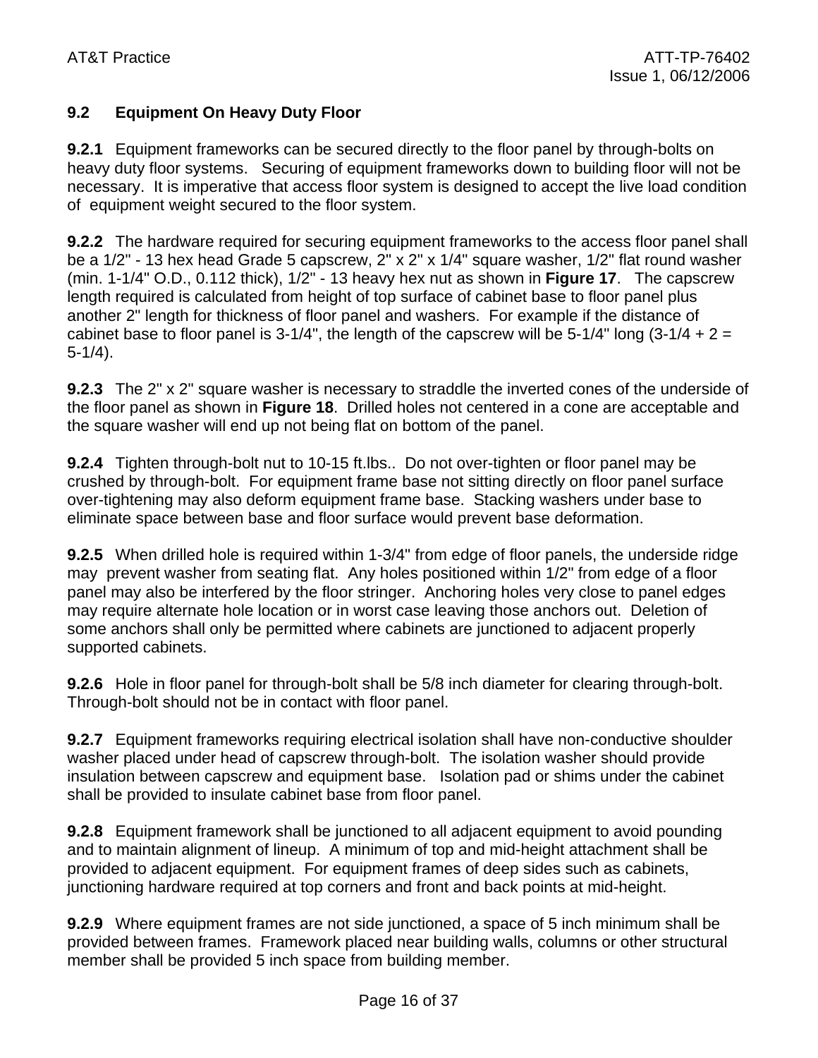### 9.2 Equipment On Heavy Duty Floor

**9.2.1** Equipment frameworks can be secured directly to the floor panel by through-bolts on heavy duty floor systems. Securing of equipment frameworks down to building floor will not be necessary. It is imperative that access floor system is designed to accept the live load condition of equipment weight secured to the floor system.

**9.2.2** The hardware required for securing equipment frameworks to the access floor panel shall be a 1/2" - 13 hex head Grade 5 capscrew, 2" x 2" x 1/4" square washer, 1/2" flat round washer (min. 1-1/4" O.D., 0.112 thick), 1/2" - 13 heavy hex nut as shown in **Figure 17**. The capscrew length required is calculated from height of top surface of cabinet base to floor panel plus another 2" length for thickness of floor panel and washers. For example if the distance of cabinet base to floor panel is 3-1/4", the length of the capscrew will be 5-1/4" long (3-1/4 + 2 = 5-1/4).

**9.2.3** The 2" x 2" square washer is necessary to straddle the inverted cones of the underside of the floor panel as shown in **Figure 18**. Drilled holes not centered in a cone are acceptable and the square washer will end up not being flat on bottom of the panel.

**9.2.4** Tighten through-bolt nut to 10-15 ft.lbs.. Do not over-tighten or floor panel may be crushed by through-bolt. For equipment frame base not sitting directly on floor panel surface over-tightening may also deform equipment frame base. Stacking washers under base to eliminate space between base and floor surface would prevent base deformation.

**9.2.5** When drilled hole is required within 1-3/4" from edge of floor panels, the underside ridge may prevent washer from seating flat. Any holes positioned within 1/2" from edge of a floor panel may also be interfered by the floor stringer. Anchoring holes very close to panel edges may require alternate hole location or in worst case leaving those anchors out. Deletion of some anchors shall only be permitted where cabinets are junctioned to adjacent properly supported cabinets.

**9.2.6** Hole in floor panel for through-bolt shall be 5/8 inch diameter for clearing through-bolt. Through-bolt should not be in contact with floor panel.

**9.2.7** Equipment frameworks requiring electrical isolation shall have non-conductive shoulder washer placed under head of capscrew through-bolt. The isolation washer should provide insulation between capscrew and equipment base. Isolation pad or shims under the cabinet shall be provided to insulate cabinet base from floor panel.

**9.2.8** Equipment framework shall be junctioned to all adjacent equipment to avoid pounding and to maintain alignment of lineup. A minimum of top and mid-height attachment shall be provided to adjacent equipment. For equipment frames of deep sides such as cabinets, junctioning hardware required at top corners and front and back points at mid-height.

**9.2.9** Where equipment frames are not side junctioned, a space of 5 inch minimum shall be provided between frames. Framework placed near building walls, columns or other structural member shall be provided 5 inch space from building member.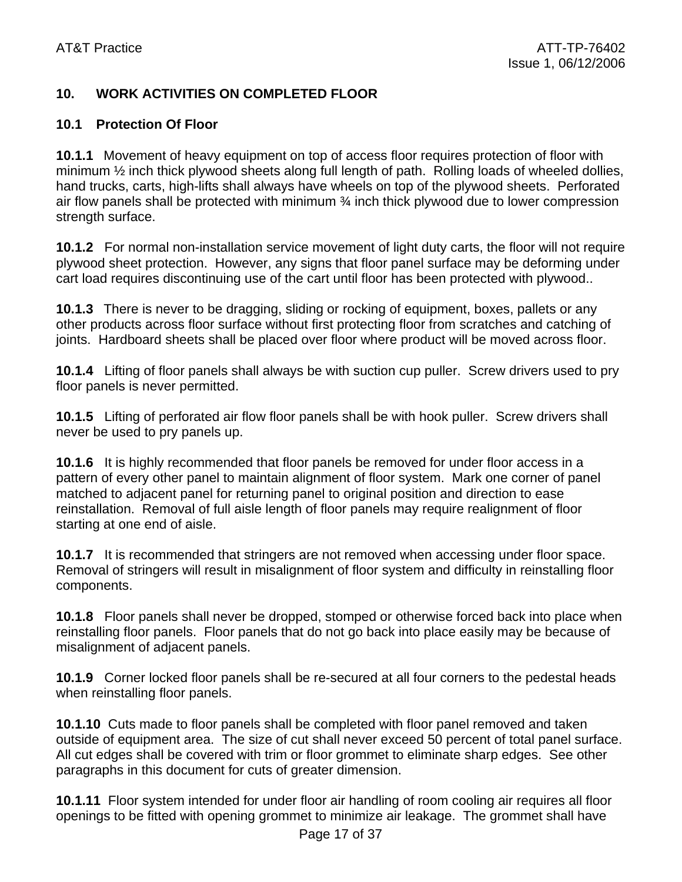## 10. WORK ACTIVITIES ON COMPLETED FLOOR

### 10.1 Protection Of Floor

**10.1.1** Movement of heavy equipment on top of access floor requires protection of floor with minimum ½ inch thick plywood sheets along full length of path. Rolling loads of wheeled dollies, hand trucks, carts, high-lifts shall always have wheels on top of the plywood sheets. Perforated air flow panels shall be protected with minimum ¾ inch thick plywood due to lower compression strength surface.

**10.1.2** For normal non-installation service movement of light duty carts, the floor will not require plywood sheet protection. However, any signs that floor panel surface may be deforming under cart load requires discontinuing use of the cart until floor has been protected with plywood..

**10.1.3** There is never to be dragging, sliding or rocking of equipment, boxes, pallets or any other products across floor surface without first protecting floor from scratches and catching of joints. Hardboard sheets shall be placed over floor where product will be moved across floor.

**10.1.4** Lifting of floor panels shall always be with suction cup puller. Screw drivers used to pry floor panels is never permitted.

**10.1.5** Lifting of perforated air flow floor panels shall be with hook puller. Screw drivers shall never be used to pry panels up.

**10.1.6** It is highly recommended that floor panels be removed for under floor access in a pattern of every other panel to maintain alignment of floor system. Mark one corner of panel matched to adjacent panel for returning panel to original position and direction to ease reinstallation. Removal of full aisle length of floor panels may require realignment of floor starting at one end of aisle.

**10.1.7** It is recommended that stringers are not removed when accessing under floor space. Removal of stringers will result in misalignment of floor system and difficulty in reinstalling floor components.

**10.1.8** Floor panels shall never be dropped, stomped or otherwise forced back into place when reinstalling floor panels. Floor panels that do not go back into place easily may be because of misalignment of adjacent panels.

**10.1.9** Corner locked floor panels shall be re-secured at all four corners to the pedestal heads when reinstalling floor panels.

**10.1.10** Cuts made to floor panels shall be completed with floor panel removed and taken outside of equipment area. The size of cut shall never exceed 50 percent of total panel surface. All cut edges shall be covered with trim or floor grommet to eliminate sharp edges. See other paragraphs in this document for cuts of greater dimension.

**10.1.11** Floor system intended for under floor air handling of room cooling air requires all floor openings to be fitted with opening grommet to minimize air leakage. The grommet shall have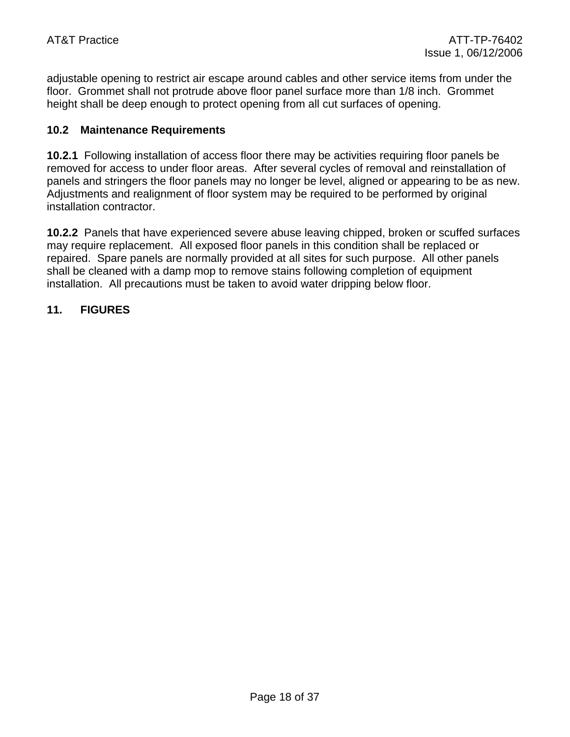adjustable opening to restrict air escape around cables and other service items from under the floor. Grommet shall not protrude above floor panel surface more than 1/8 inch. Grommet height shall be deep enough to protect opening from all cut surfaces of opening.

### 10.2 Maintenance Requirements

**10.2.1** Following installation of access floor there may be activities requiring floor panels be removed for access to under floor areas. After several cycles of removal and reinstallation of panels and stringers the floor panels may no longer be level, aligned or appearing to be as new. Adjustments and realignment of floor system may be required to be performed by original installation contractor.

**10.2.2** Panels that have experienced severe abuse leaving chipped, broken or scuffed surfaces may require replacement. All exposed floor panels in this condition shall be replaced or repaired. Spare panels are normally provided at all sites for such purpose. All other panels shall be cleaned with a damp mop to remove stains following completion of equipment installation. All precautions must be taken to avoid water dripping below floor.

## 11. FIGURES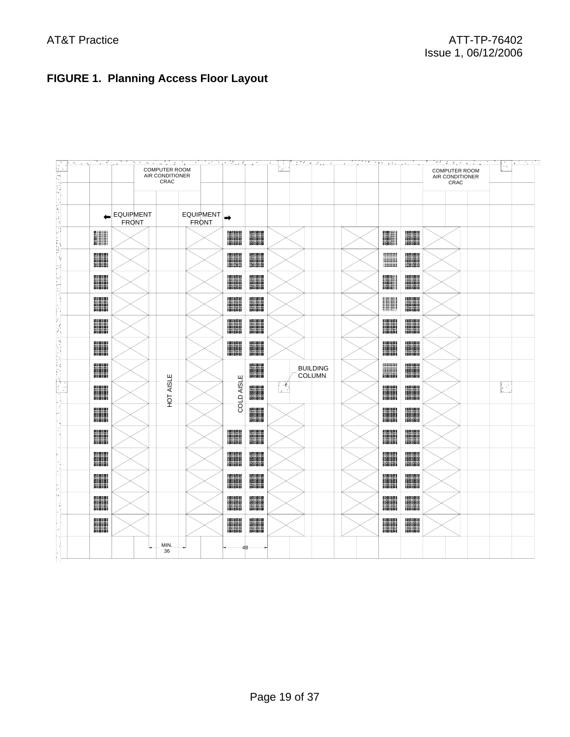**FIGURE 1. Planning Access Floor Layout**

COMPUTER ROOM AIR CONDITIONER CRAC

COMPUTER ROOM AIR CONDITIONER CRAC

EQUIPMENT FRONT

EQUIPMENT FRONT

BUILDING COLUMN

HOT AISLE

COLD AISLE

MIN. 36

48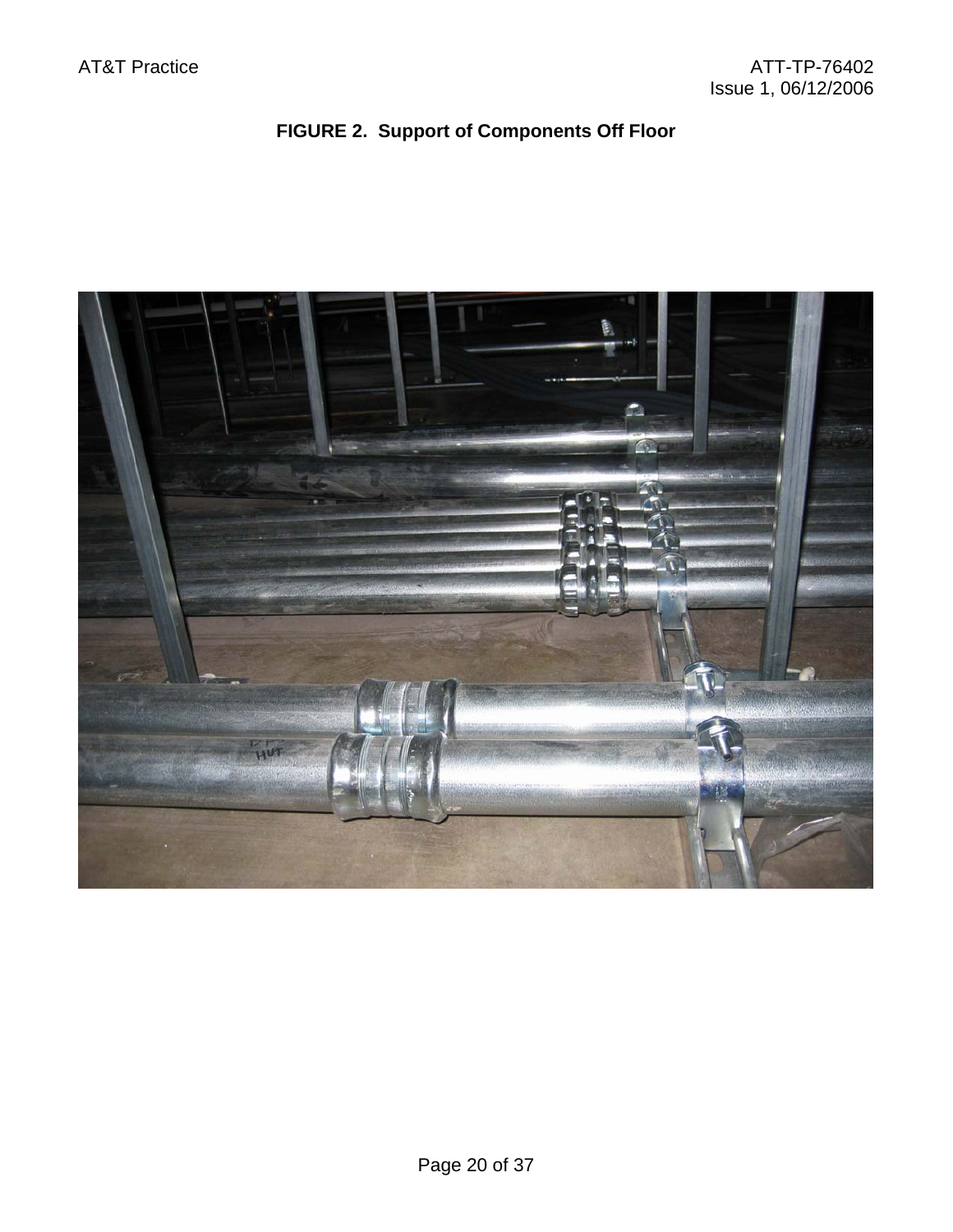**FIGURE 2. Support of Components Off Floor**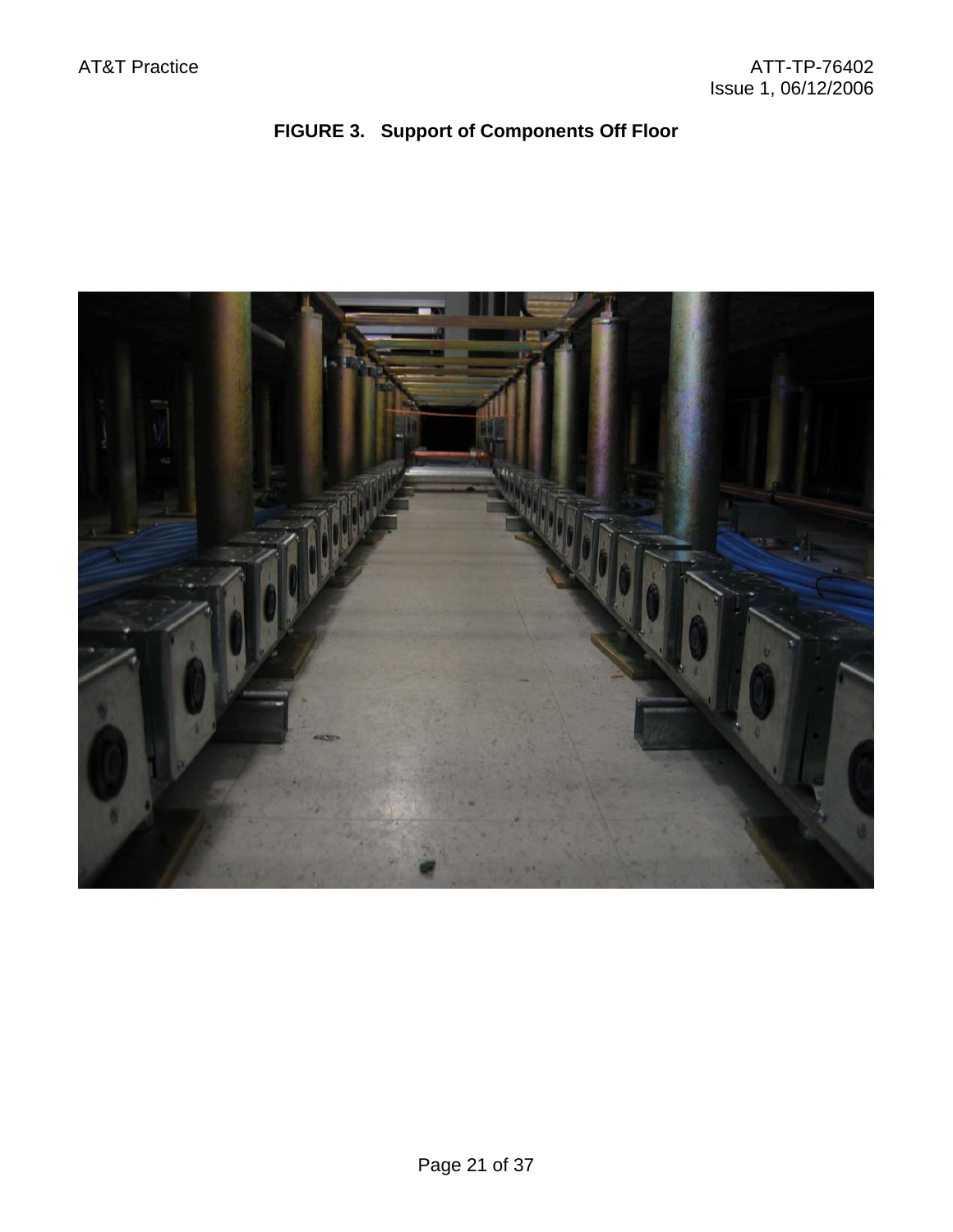**FIGURE 3. Support of Components Off Floor**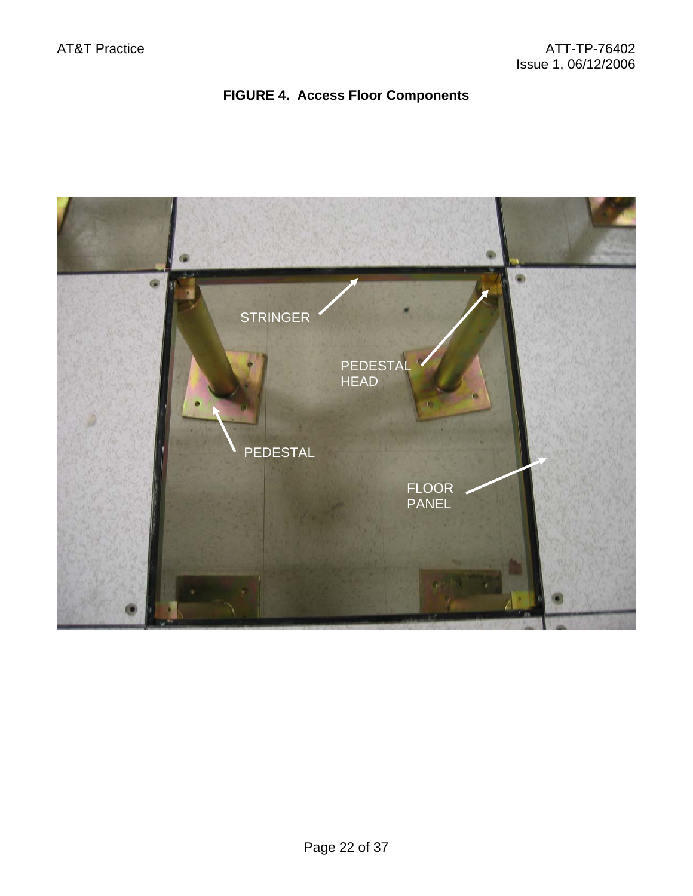**FIGURE 4. Access Floor Components**

STRINGER

PEDESTAL HEAD

PEDESTAL

FLOOR PANEL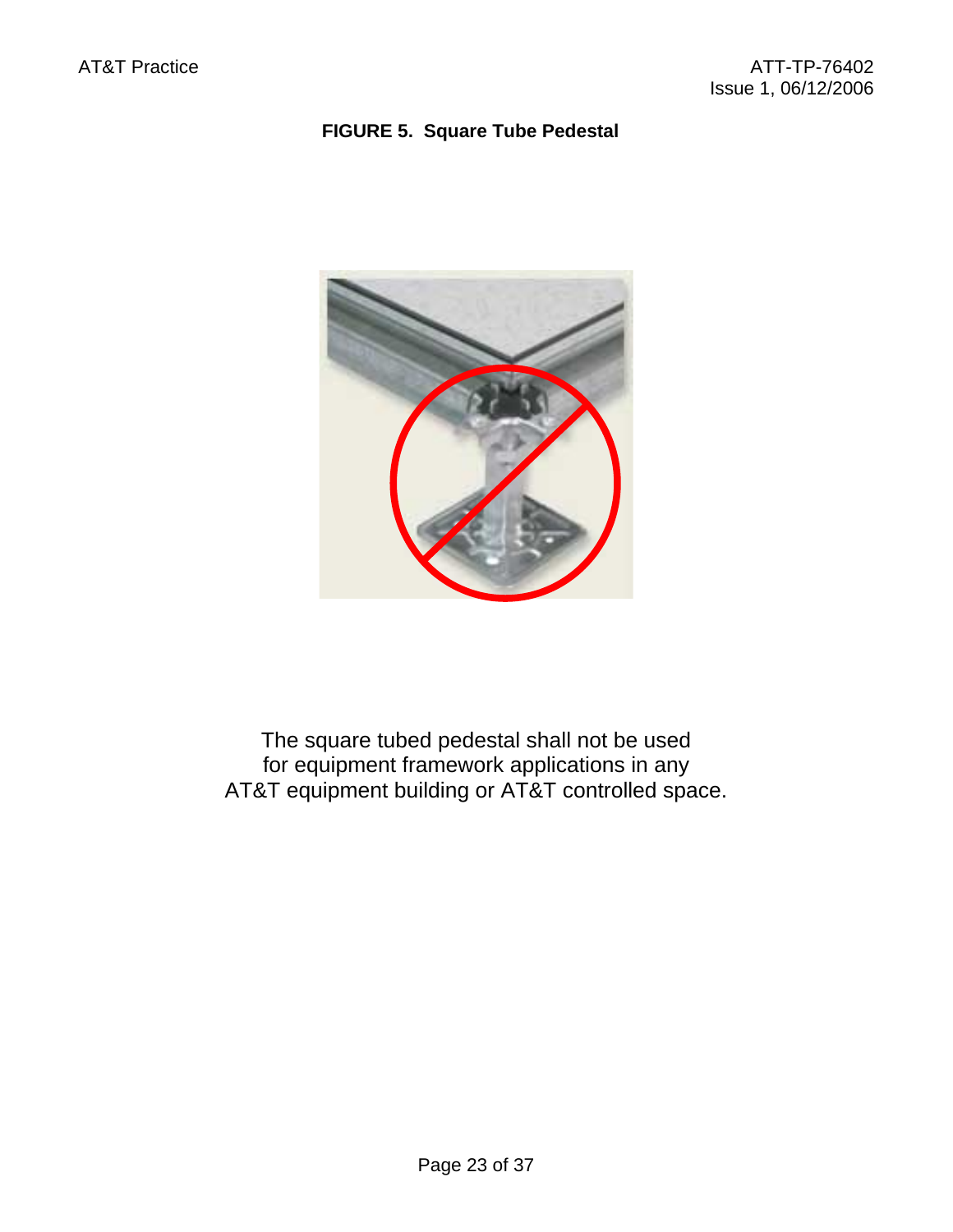**FIGURE 5. Square Tube Pedestal**

The square tubed pedestal shall not be used
for equipment framework applications in any
AT&T equipment building or AT&T controlled space.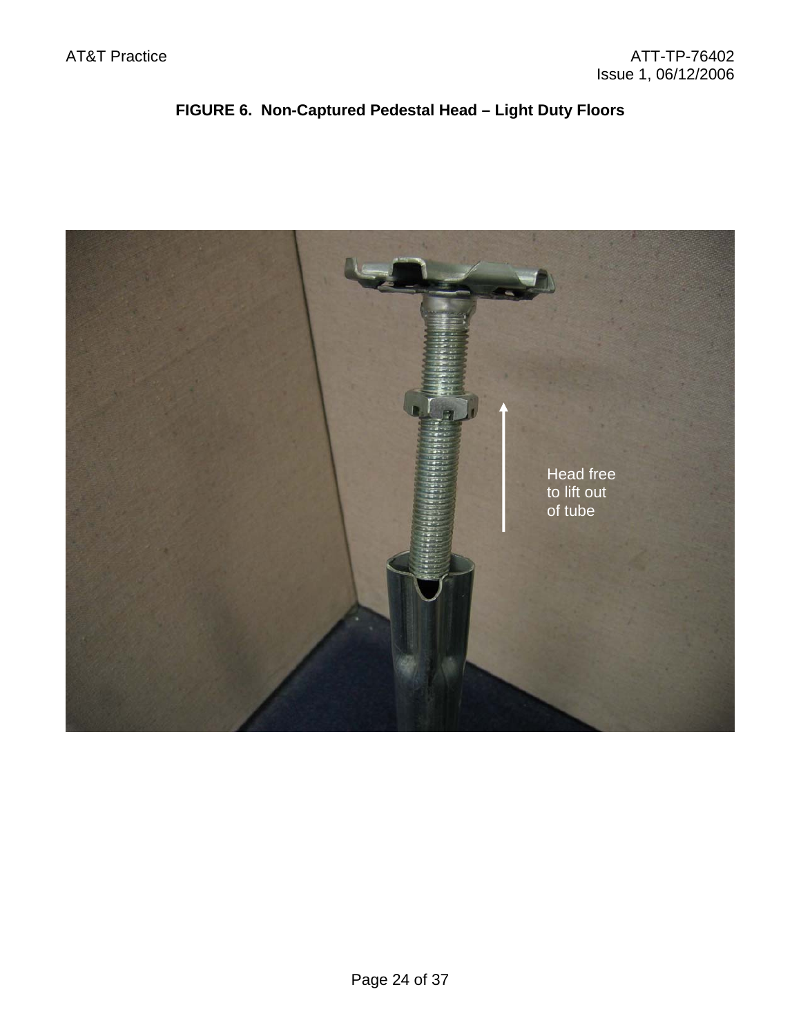**FIGURE 6. Non-Captured Pedestal Head – Light Duty Floors**

Head free to lift out of tube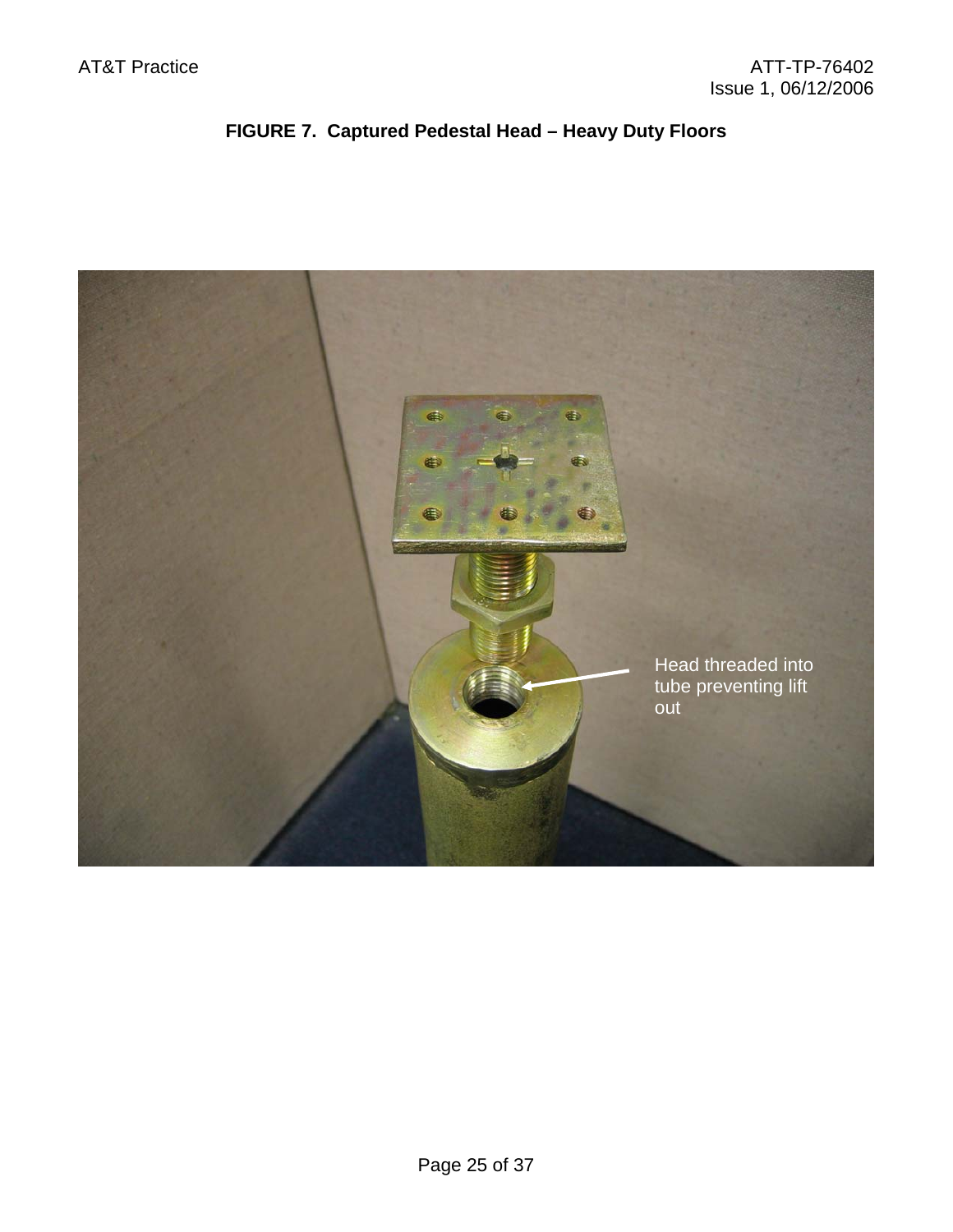**FIGURE 7. Captured Pedestal Head – Heavy Duty Floors**

Head threaded into tube preventing lift out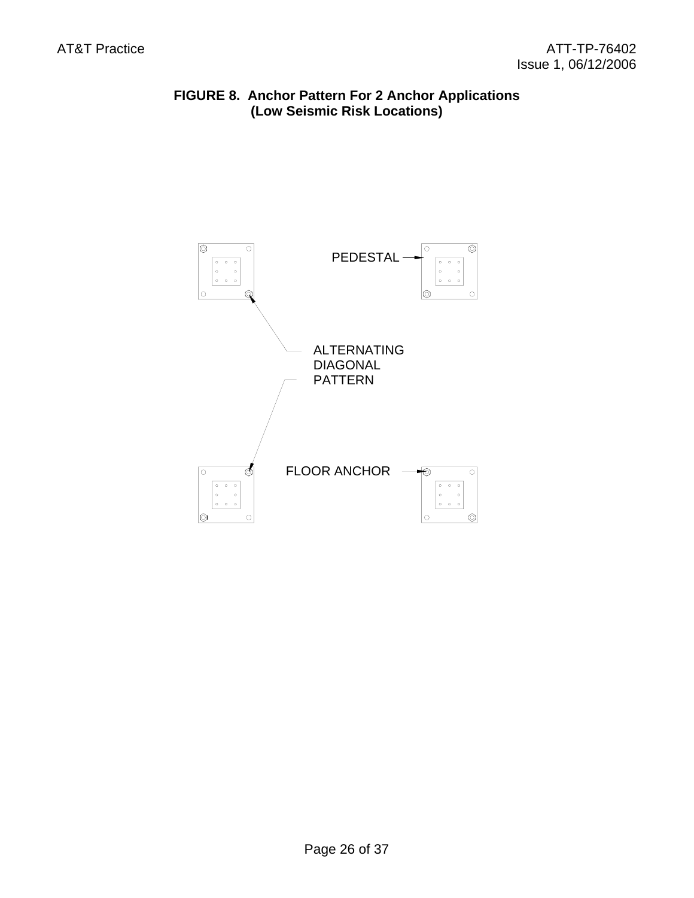**FIGURE 8. Anchor Pattern For 2 Anchor Applications (Low Seismic Risk Locations)**

PEDESTAL

ALTERNATING DIAGONAL PATTERN

FLOOR ANCHOR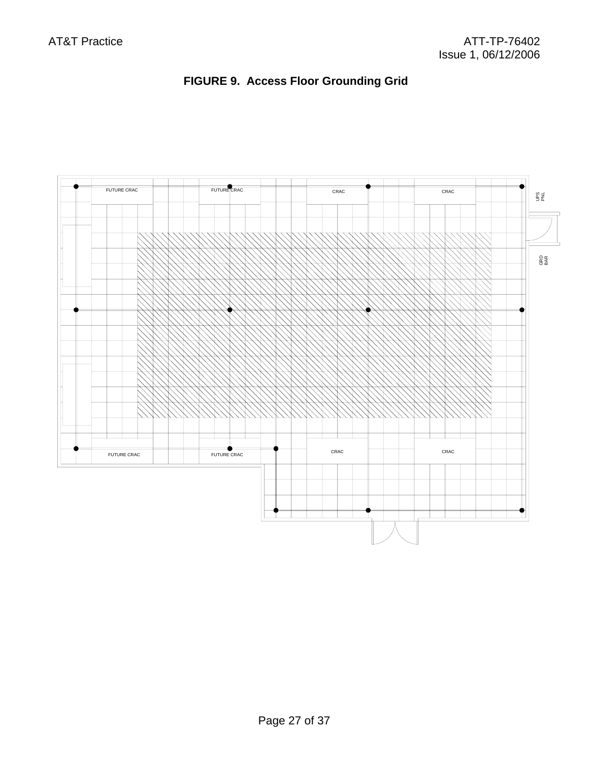**FIGURE 9. Access Floor Grounding Grid**

FUTURE CRAC

FUTURE CRAC

CRAC

CRAC

UPS PNL

GRD BAR

FUTURE CRAC

FUTURE CRAC

CRAC

CRAC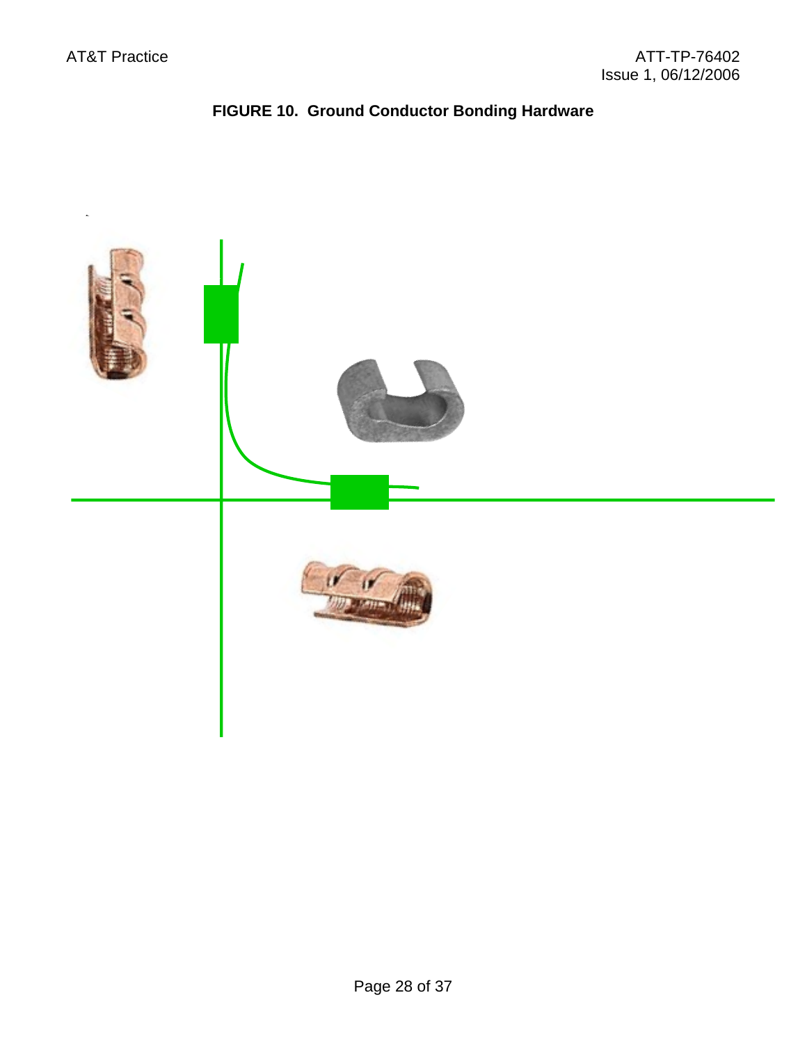**FIGURE 10. Ground Conductor Bonding Hardware**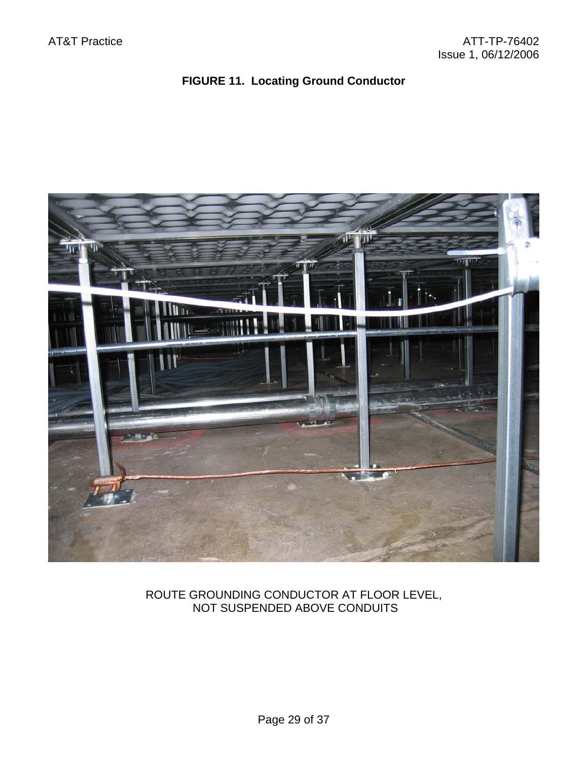**FIGURE 11. Locating Ground Conductor**

ROUTE GROUNDING CONDUCTOR AT FLOOR LEVEL,
NOT SUSPENDED ABOVE CONDUITS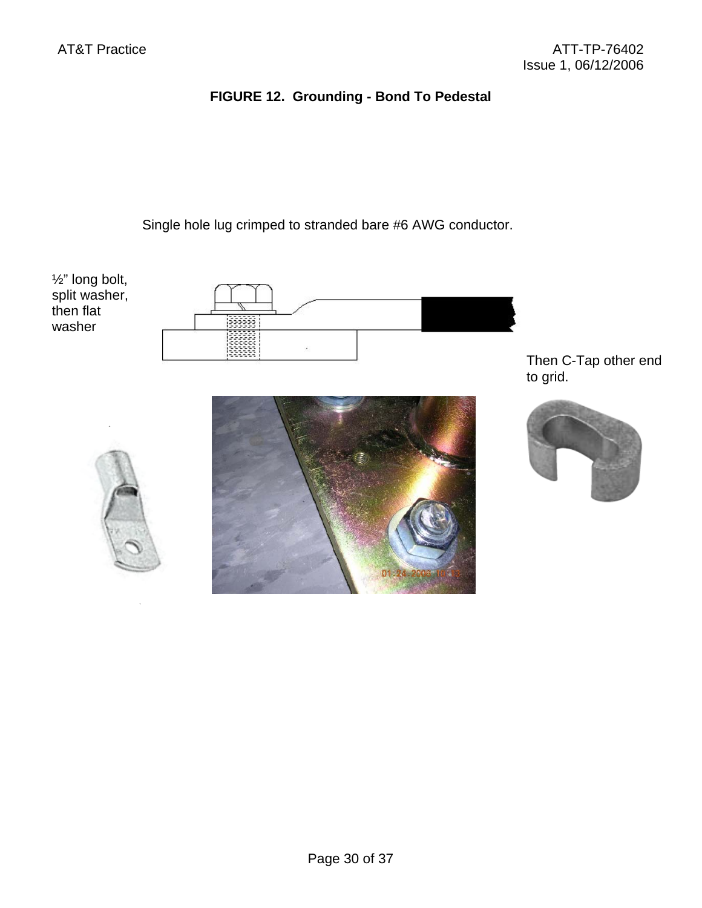**FIGURE 12. Grounding - Bond To Pedestal**

Single hole lug crimped to stranded bare #6 AWG conductor.

½" long bolt, split washer, then flat washer

Then C-Tap other end to grid.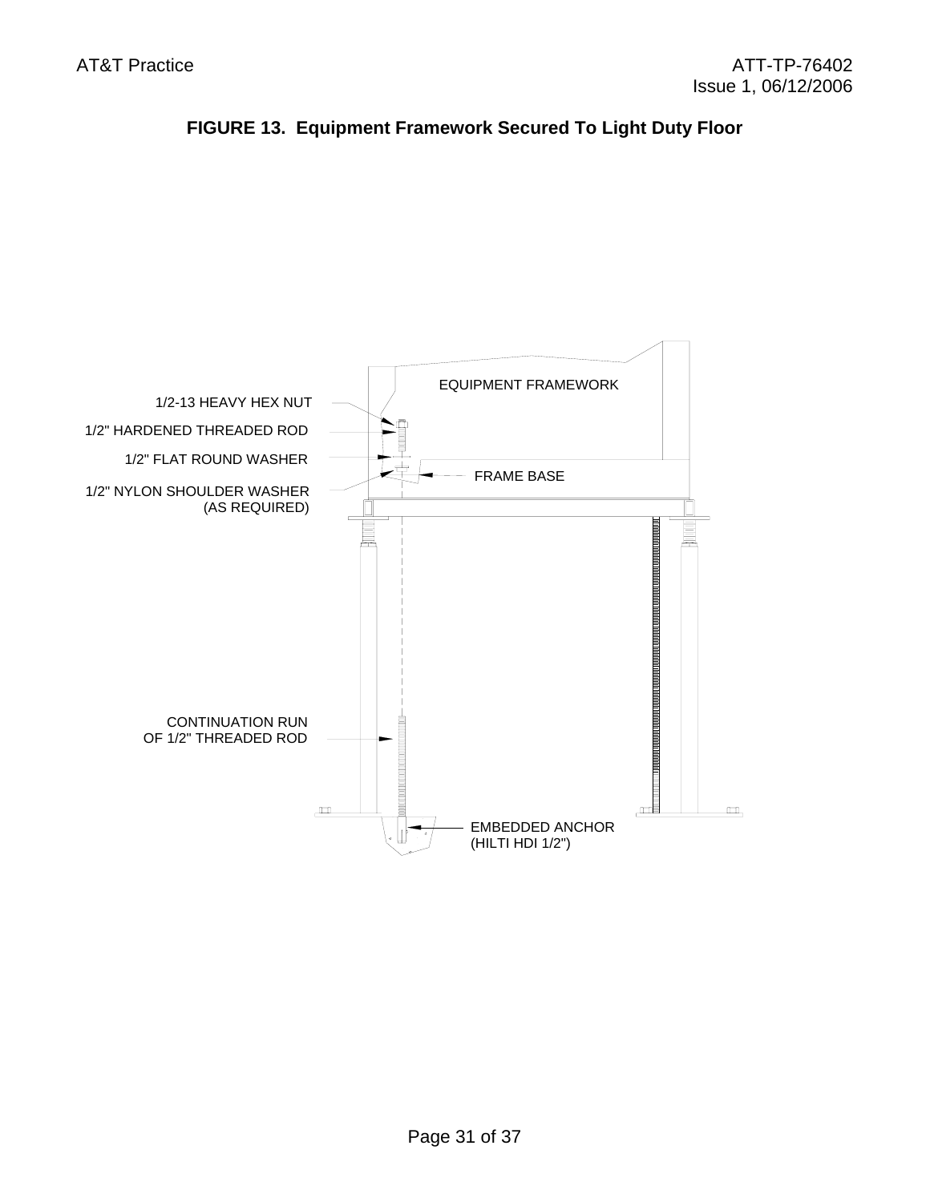**FIGURE 13. Equipment Framework Secured To Light Duty Floor**

EQUIPMENT FRAMEWORK

1/2-13 HEAVY HEX NUT

1/2" HARDENED THREADED ROD

1/2" FLAT ROUND WASHER

FRAME BASE

1/2" NYLON SHOULDER WASHER (AS REQUIRED)

CONTINUATION RUN OF 1/2" THREADED ROD

EMBEDDED ANCHOR (HILTI HDI 1/2")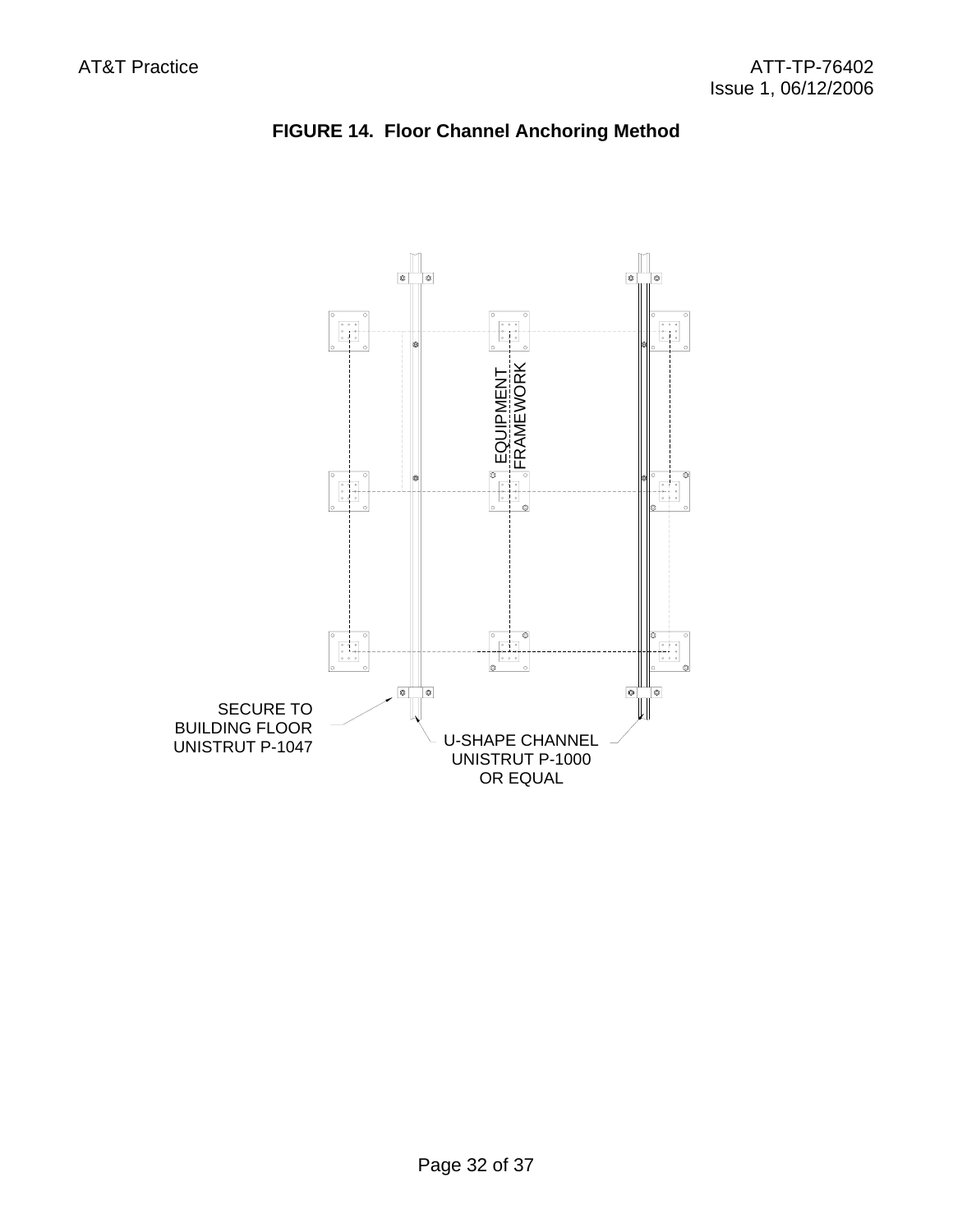**FIGURE 14. Floor Channel Anchoring Method**

EQUIPMENT FRAMEWORK

SECURE TO BUILDING FLOOR UNISTRUT P-1047

U-SHAPE CHANNEL UNISTRUT P-1000 OR EQUAL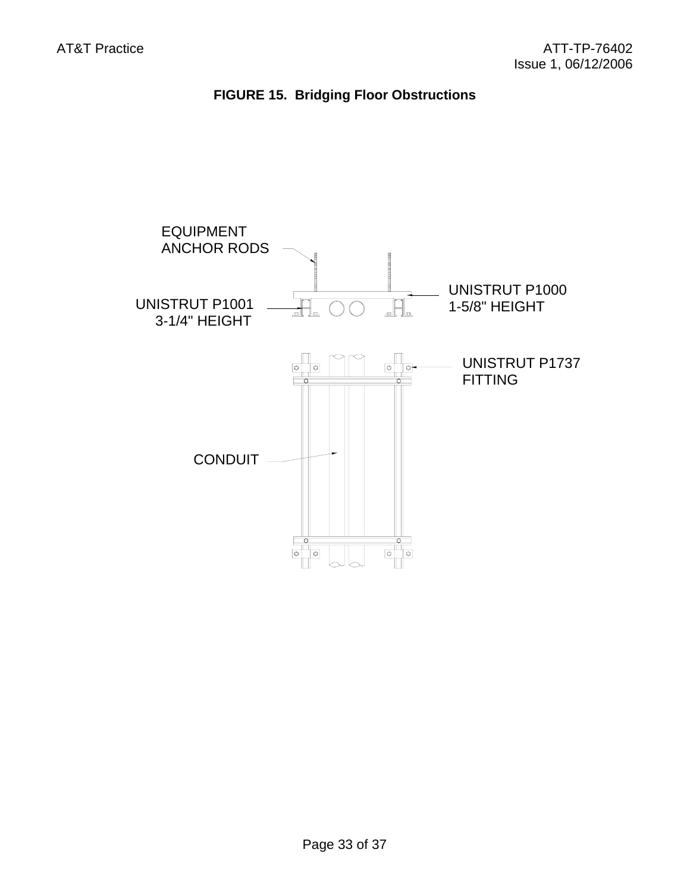**FIGURE 15. Bridging Floor Obstructions**

EQUIPMENT ANCHOR RODS

UNISTRUT P1000
1-5/8" HEIGHT

UNISTRUT P1001
3-1/4" HEIGHT

UNISTRUT P1737
FITTING

CONDUIT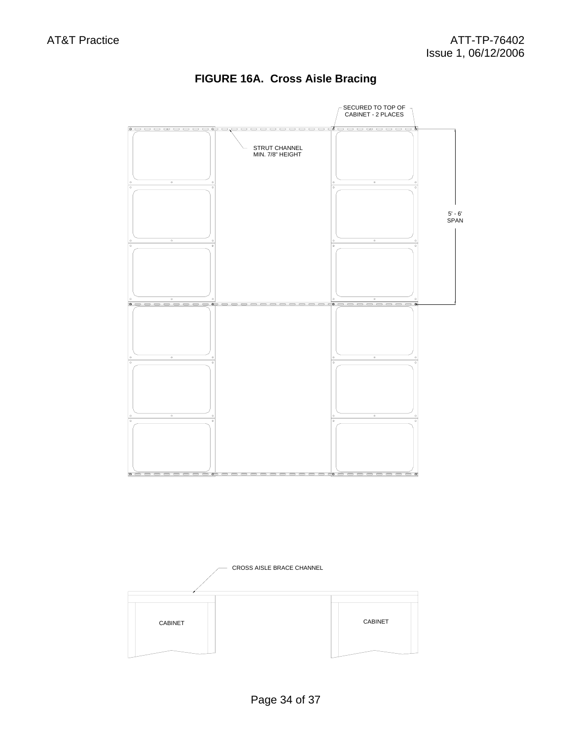**FIGURE 16A. Cross Aisle Bracing**

SECURED TO TOP OF CABINET - 2 PLACES

STRUT CHANNEL MIN. 7/8" HEIGHT

5' - 6' SPAN

CROSS AISLE BRACE CHANNEL

CABINET

CABINET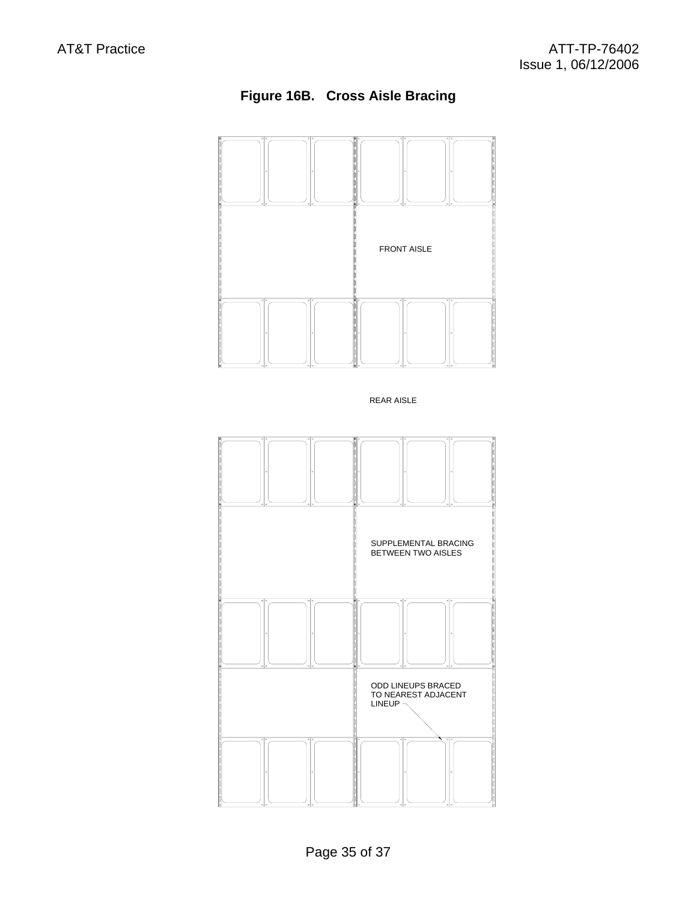## Figure 16B. Cross Aisle Bracing

FRONT AISLE

REAR AISLE

SUPPLEMENTAL BRACING BETWEEN TWO AISLES

ODD LINEUPS BRACED TO NEAREST ADJACENT LINEUP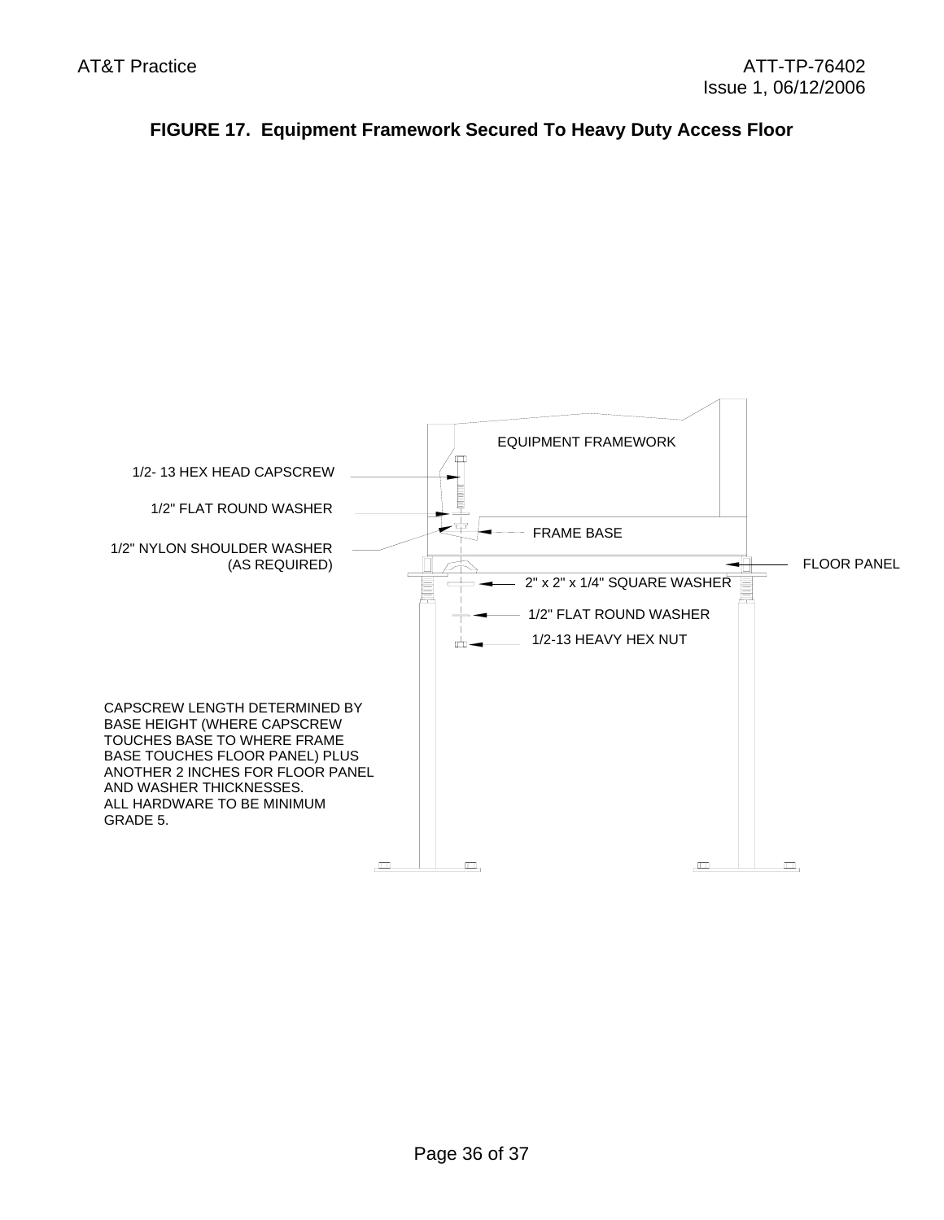**FIGURE 17. Equipment Framework Secured To Heavy Duty Access Floor**

EQUIPMENT FRAMEWORK

1/2- 13 HEX HEAD CAPSCREW

1/2" FLAT ROUND WASHER

FRAME BASE

1/2" NYLON SHOULDER WASHER (AS REQUIRED)

FLOOR PANEL

2" x 2" x 1/4" SQUARE WASHER

1/2" FLAT ROUND WASHER

1/2-13 HEAVY HEX NUT

CAPSCREW LENGTH DETERMINED BY BASE HEIGHT (WHERE CAPSCREW TOUCHES BASE TO WHERE FRAME BASE TOUCHES FLOOR PANEL) PLUS ANOTHER 2 INCHES FOR FLOOR PANEL AND WASHER THICKNESSES.
ALL HARDWARE TO BE MINIMUM GRADE 5.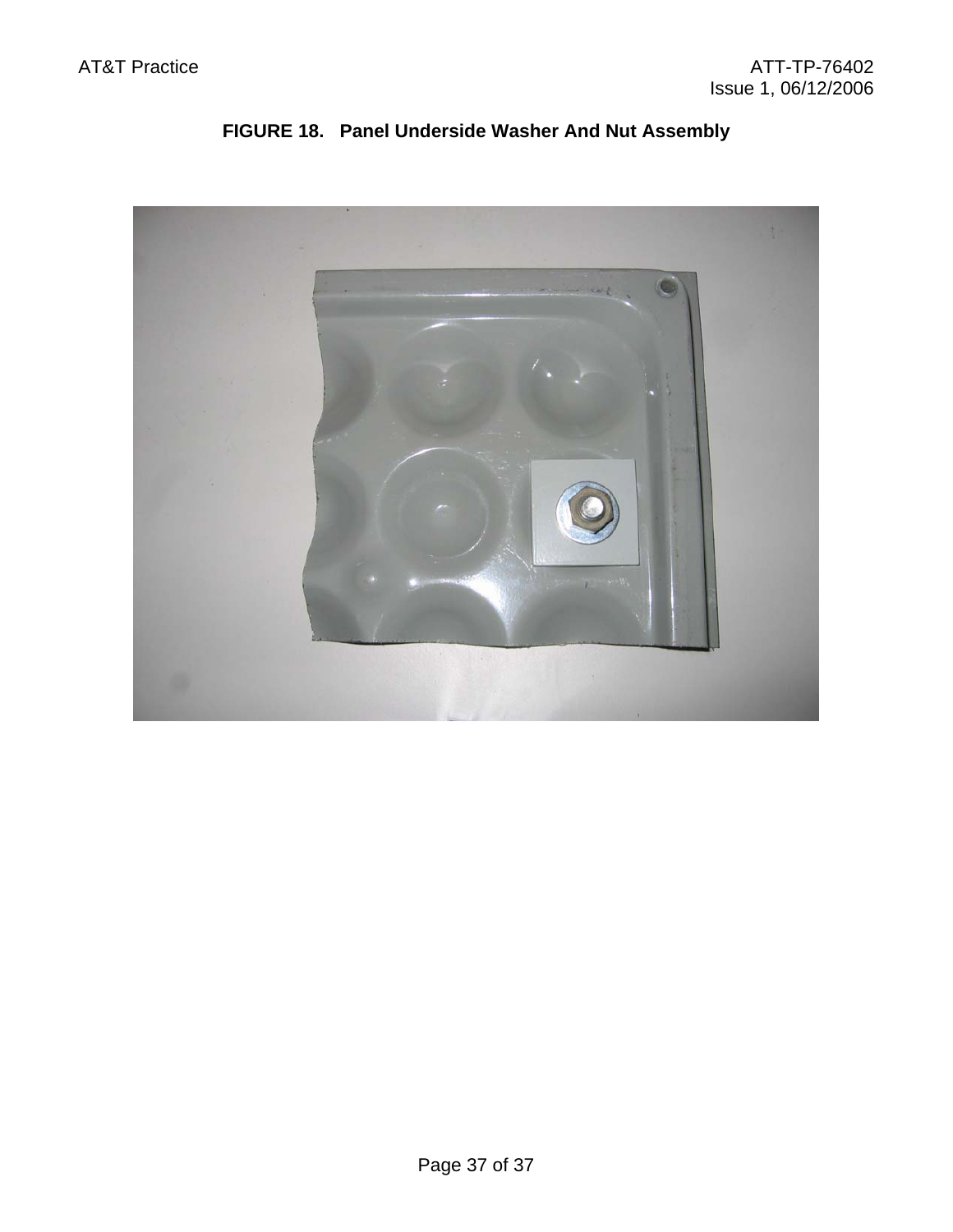**FIGURE 18. Panel Underside Washer And Nut Assembly**